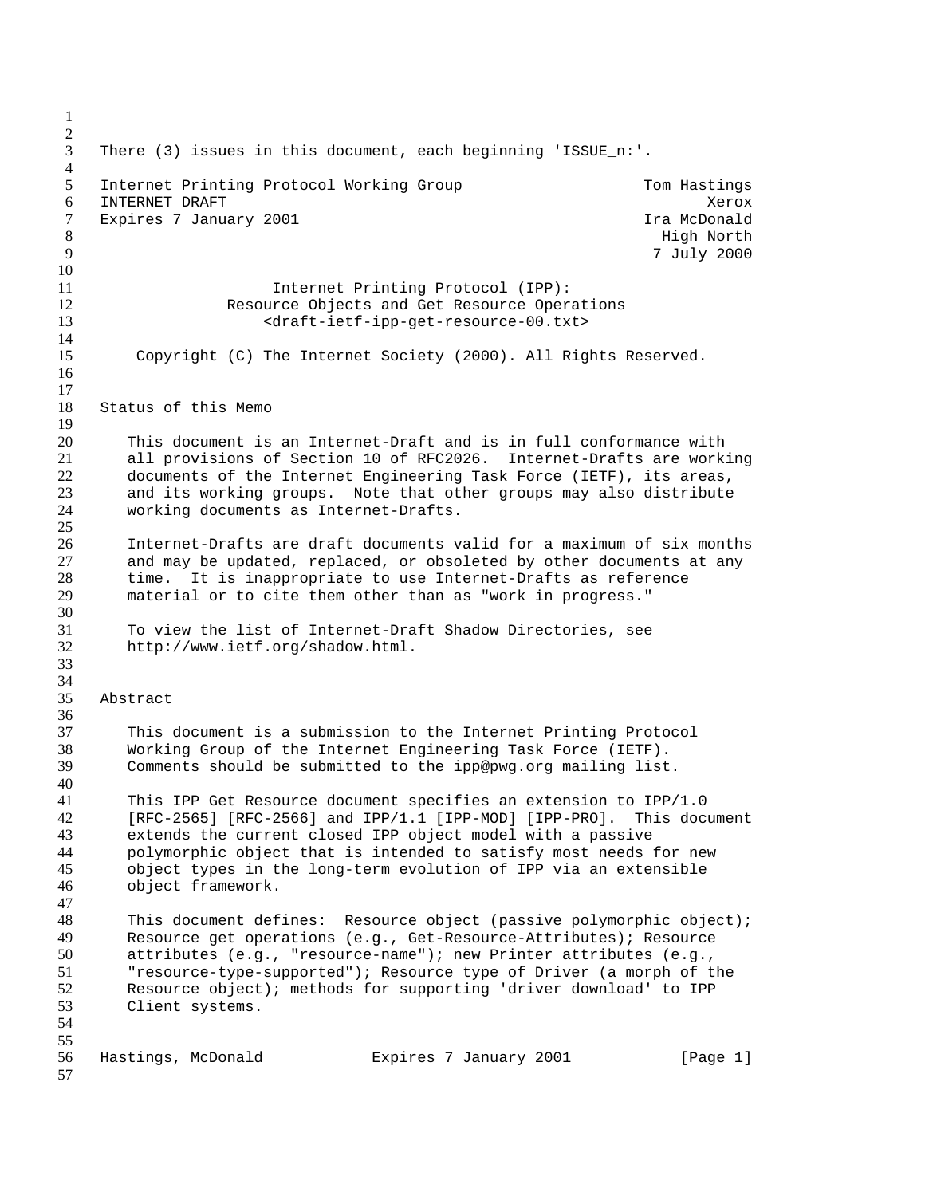There (3) issues in this document, each beginning 'ISSUE_n:'.

Internet Printing Protocol Working Group — Tom Hastings, Xerox
INTERNET DRAFT — Ira McDonald, High North
Expires 7 January 2001 — 7 July 2000

# Internet Printing Protocol (IPP): Resource Objects and Get Resource Operations

<draft-ietf-ipp-get-resource-00.txt>

Copyright (C) The Internet Society (2000). All Rights Reserved.

## Status of this Memo

This document is an Internet-Draft and is in full conformance with all provisions of Section 10 of RFC2026. Internet-Drafts are working documents of the Internet Engineering Task Force (IETF), its areas, and its working groups. Note that other groups may also distribute working documents as Internet-Drafts.

Internet-Drafts are draft documents valid for a maximum of six months and may be updated, replaced, or obsoleted by other documents at any time. It is inappropriate to use Internet-Drafts as reference material or to cite them other than as "work in progress."

To view the list of Internet-Draft Shadow Directories, see http://www.ietf.org/shadow.html.

## Abstract

This document is a submission to the Internet Printing Protocol Working Group of the Internet Engineering Task Force (IETF). Comments should be submitted to the ipp@pwg.org mailing list.

This IPP Get Resource document specifies an extension to IPP/1.0 [RFC-2565] [RFC-2566] and IPP/1.1 [IPP-MOD] [IPP-PRO]. This document extends the current closed IPP object model with a passive polymorphic object that is intended to satisfy most needs for new object types in the long-term evolution of IPP via an extensible object framework.

This document defines: Resource object (passive polymorphic object); Resource get operations (e.g., Get-Resource-Attributes); Resource attributes (e.g., "resource-name"); new Printer attributes (e.g., "resource-type-supported"); Resource type of Driver (a morph of the Resource object); methods for supporting 'driver download' to IPP Client systems.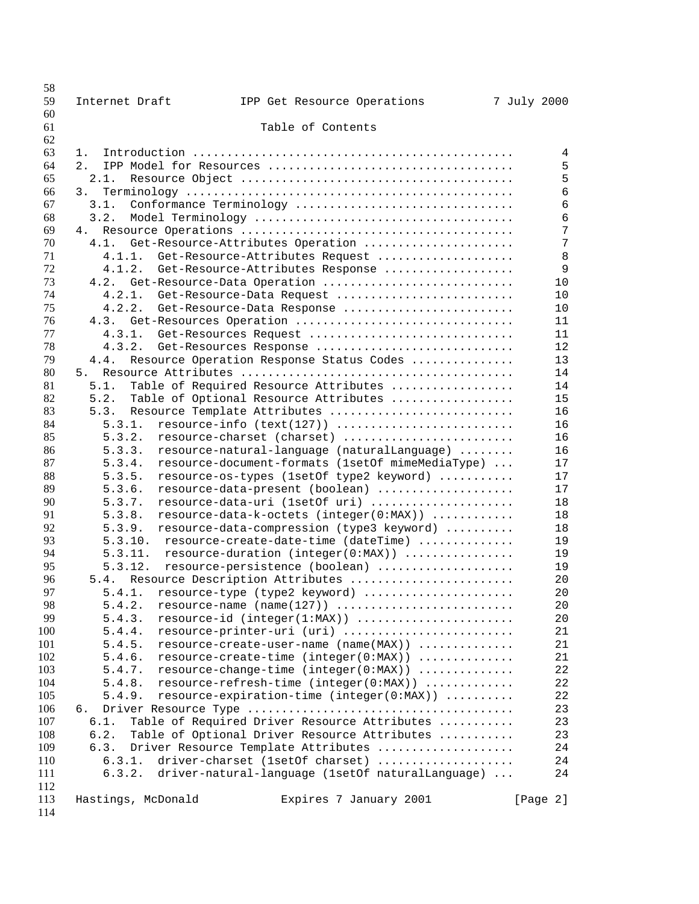## Table of Contents

```
1.  Introduction ............................................      4
2.  IPP Model for Resources ...................................      5
  2.1.  Resource Object ......................................      5
3.  Terminology ...............................................      6
  3.1.  Conformance Terminology ...............................      6
  3.2.  Model Terminology .....................................      6
4.  Resource Operations .......................................      7
  4.1.  Get-Resource-Attributes Operation .....................      7
    4.1.1.  Get-Resource-Attributes Request ...................      8
    4.1.2.  Get-Resource-Attributes Response ..................      9
  4.2.  Get-Resource-Data Operation ...........................     10
    4.2.1.  Get-Resource-Data Request .........................     10
    4.2.2.  Get-Resource-Data Response ........................     10
  4.3.  Get-Resources Operation ...............................     11
    4.3.1.  Get-Resources Request .............................     11
    4.3.2.  Get-Resources Response ............................     12
  4.4.  Resource Operation Response Status Codes ..............     13
5.  Resource Attributes .......................................     14
  5.1.  Table of Required Resource Attributes .................     14
  5.2.  Table of Optional Resource Attributes .................     15
  5.3.  Resource Template Attributes ..........................     16
    5.3.1.  resource-info (text(127)) .........................     16
    5.3.2.  resource-charset (charset) ........................     16
    5.3.3.  resource-natural-language (naturalLanguage) ........     16
    5.3.4.  resource-document-formats (1setOf mimeMediaType) ...     17
    5.3.5.  resource-os-types (1setOf type2 keyword) ..........     17
    5.3.6.  resource-data-present (boolean) ...................     17
    5.3.7.  resource-data-uri (1setOf uri) ....................     18
    5.3.8.  resource-data-k-octets (integer(0:MAX)) ...........     18
    5.3.9.  resource-data-compression (type3 keyword) .........     18
    5.3.10.  resource-create-date-time (dateTime) .............     19
    5.3.11.  resource-duration (integer(0:MAX)) ...............     19
    5.3.12.  resource-persistence (boolean) ...................     19
  5.4.  Resource Description Attributes .......................     20
    5.4.1.  resource-type (type2 keyword) .....................     20
    5.4.2.  resource-name (name(127)) .........................     20
    5.4.3.  resource-id (integer(1:MAX)) ......................     20
    5.4.4.  resource-printer-uri (uri) ........................     21
    5.4.5.  resource-create-user-name (name(MAX)) .............     21
    5.4.6.  resource-create-time (integer(0:MAX)) .............     21
    5.4.7.  resource-change-time (integer(0:MAX)) .............     22
    5.4.8.  resource-refresh-time (integer(0:MAX)) ............     22
    5.4.9.  resource-expiration-time (integer(0:MAX)) .........     22
6.  Driver Resource Type ......................................     23
  6.1.  Table of Required Driver Resource Attributes ..........     23
  6.2.  Table of Optional Driver Resource Attributes ..........     23
  6.3.  Driver Resource Template Attributes ...................     24
    6.3.1.  driver-charset (1setOf charset) ...................     24
    6.3.2.  driver-natural-language (1setOf naturalLanguage) ...     24
```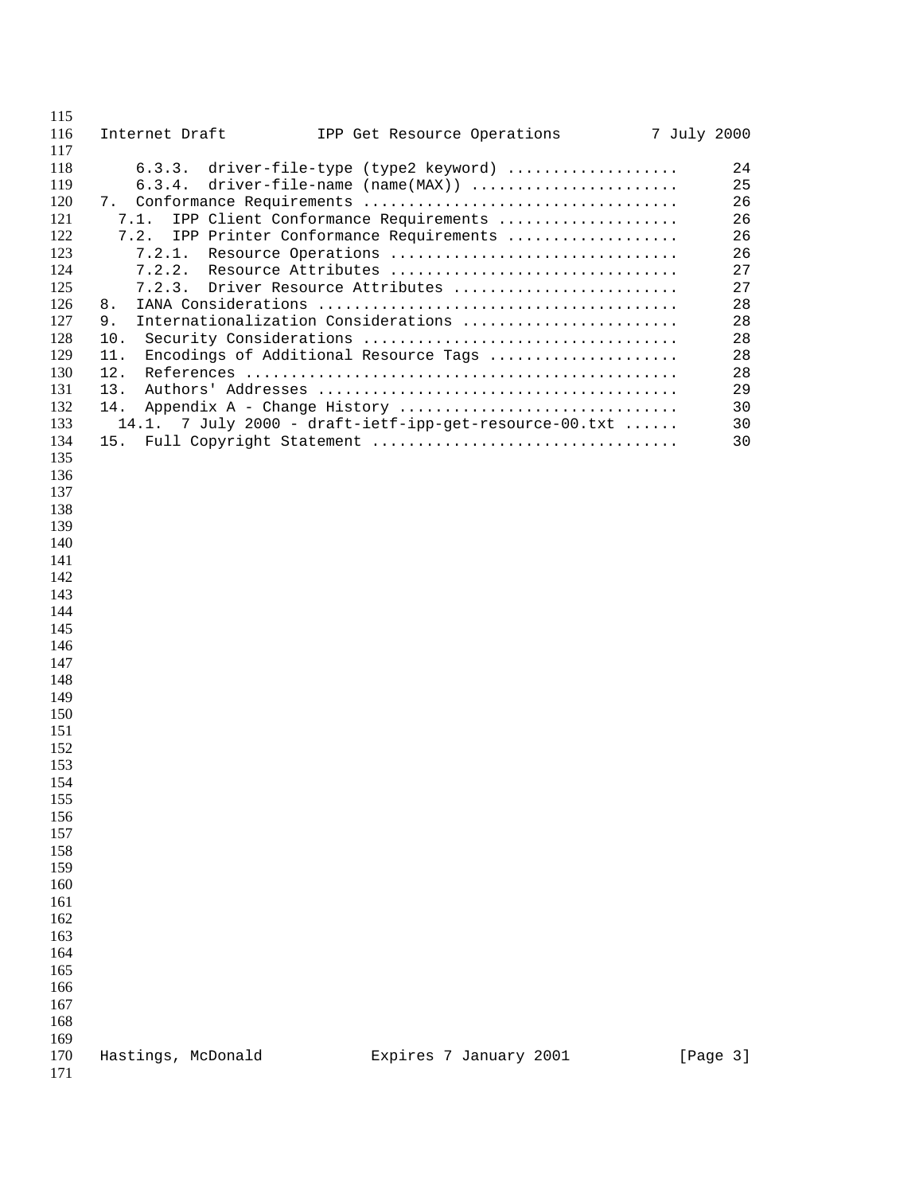6.3.3. driver-file-type (type2 keyword) .................. 24
6.3.4. driver-file-name (name(MAX)) ....................... 25
7. Conformance Requirements .................................. 26
7.1. IPP Client Conformance Requirements .................... 26
7.2. IPP Printer Conformance Requirements ................... 26
7.2.1. Resource Operations ................................ 26
7.2.2. Resource Attributes ................................ 27
7.2.3. Driver Resource Attributes ......................... 27
8. IANA Considerations ....................................... 28
9. Internationalization Considerations ........................ 28
10. Security Considerations .................................. 28
11. Encodings of Additional Resource Tags ..................... 28
12. References ............................................... 28
13. Authors' Addresses ....................................... 29
14. Appendix A - Change History .............................. 30
14.1. 7 July 2000 - draft-ietf-ipp-get-resource-00.txt ...... 30
15. Full Copyright Statement .................................. 30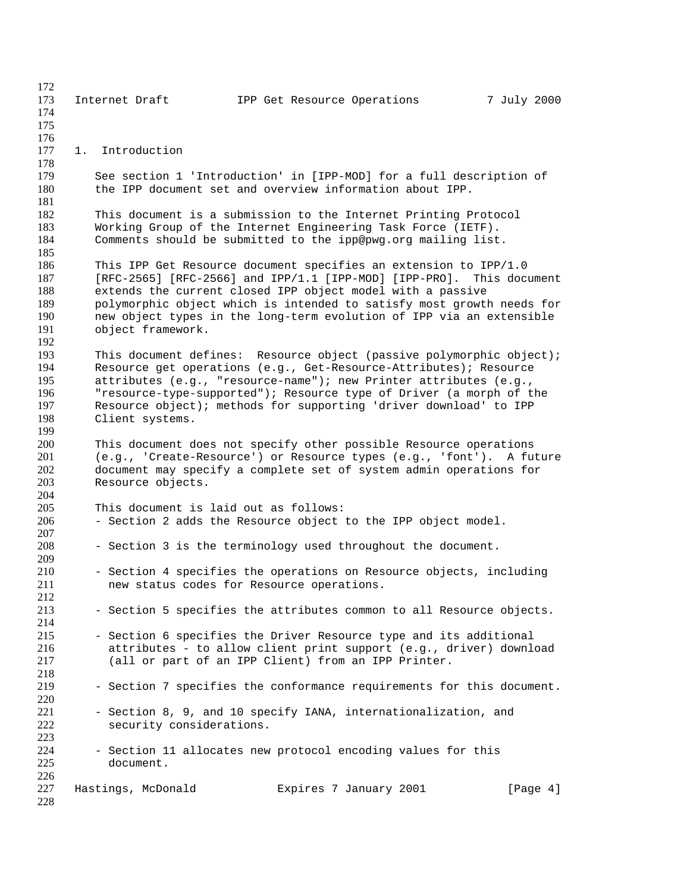# 1. Introduction

See section 1 'Introduction' in [IPP-MOD] for a full description of the IPP document set and overview information about IPP.

This document is a submission to the Internet Printing Protocol Working Group of the Internet Engineering Task Force (IETF). Comments should be submitted to the ipp@pwg.org mailing list.

This IPP Get Resource document specifies an extension to IPP/1.0 [RFC-2565] [RFC-2566] and IPP/1.1 [IPP-MOD] [IPP-PRO]. This document extends the current closed IPP object model with a passive polymorphic object which is intended to satisfy most growth needs for new object types in the long-term evolution of IPP via an extensible object framework.

This document defines: Resource object (passive polymorphic object); Resource get operations (e.g., Get-Resource-Attributes); Resource attributes (e.g., "resource-name"); new Printer attributes (e.g., "resource-type-supported"); Resource type of Driver (a morph of the Resource object); methods for supporting 'driver download' to IPP Client systems.

This document does not specify other possible Resource operations (e.g., 'Create-Resource') or Resource types (e.g., 'font'). A future document may specify a complete set of system admin operations for Resource objects.

This document is laid out as follows:

- Section 2 adds the Resource object to the IPP object model.

- Section 3 is the terminology used throughout the document.

- Section 4 specifies the operations on Resource objects, including new status codes for Resource operations.

- Section 5 specifies the attributes common to all Resource objects.

- Section 6 specifies the Driver Resource type and its additional attributes - to allow client print support (e.g., driver) download (all or part of an IPP Client) from an IPP Printer.

- Section 7 specifies the conformance requirements for this document.

- Section 8, 9, and 10 specify IANA, internationalization, and security considerations.

- Section 11 allocates new protocol encoding values for this document.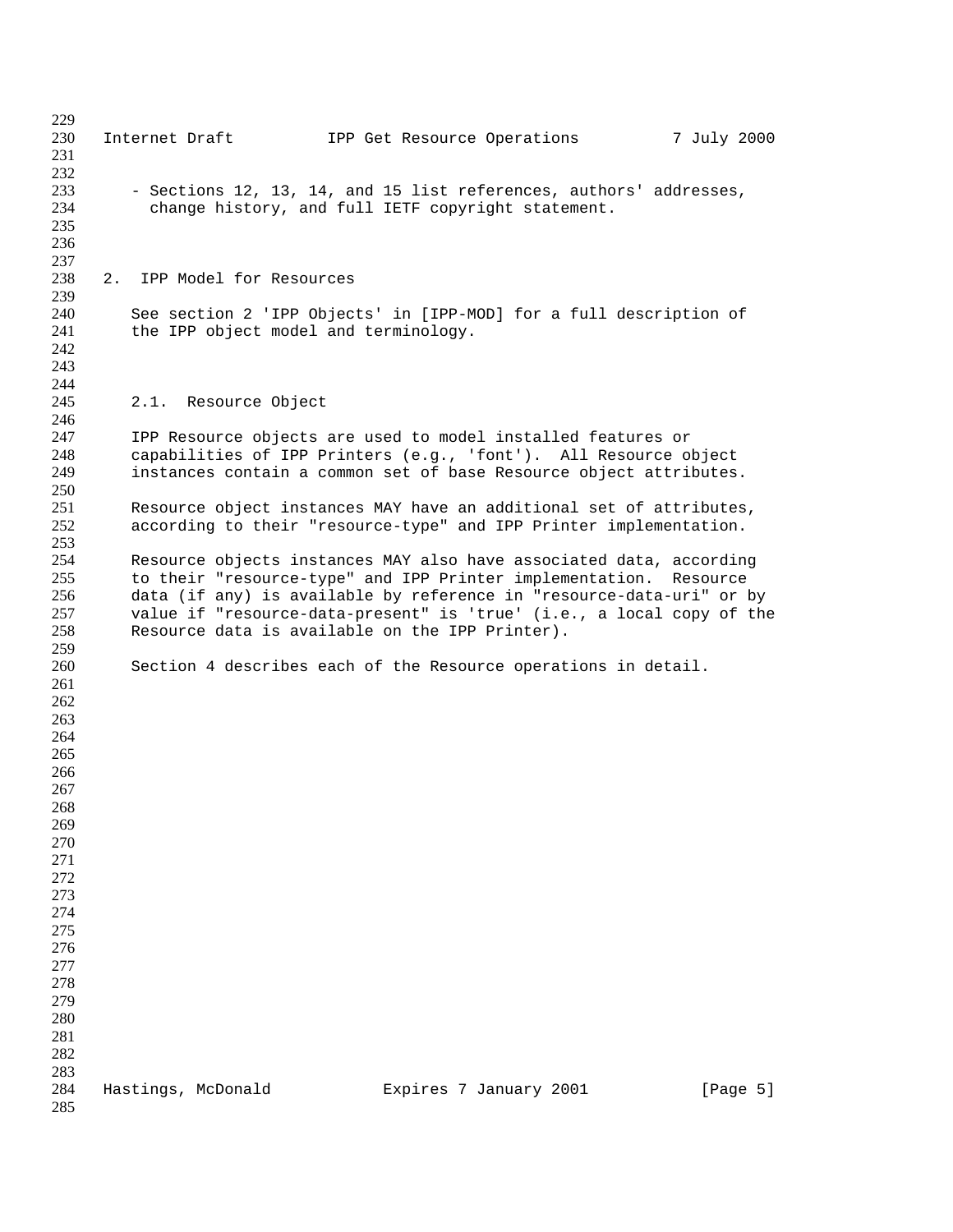- Sections 12, 13, 14, and 15 list references, authors' addresses, change history, and full IETF copyright statement.

## 2. IPP Model for Resources

See section 2 'IPP Objects' in [IPP-MOD] for a full description of the IPP object model and terminology.

### 2.1. Resource Object

IPP Resource objects are used to model installed features or capabilities of IPP Printers (e.g., 'font'). All Resource object instances contain a common set of base Resource object attributes.

Resource object instances MAY have an additional set of attributes, according to their "resource-type" and IPP Printer implementation.

Resource objects instances MAY also have associated data, according to their "resource-type" and IPP Printer implementation. Resource data (if any) is available by reference in "resource-data-uri" or by value if "resource-data-present" is 'true' (i.e., a local copy of the Resource data is available on the IPP Printer).

Section 4 describes each of the Resource operations in detail.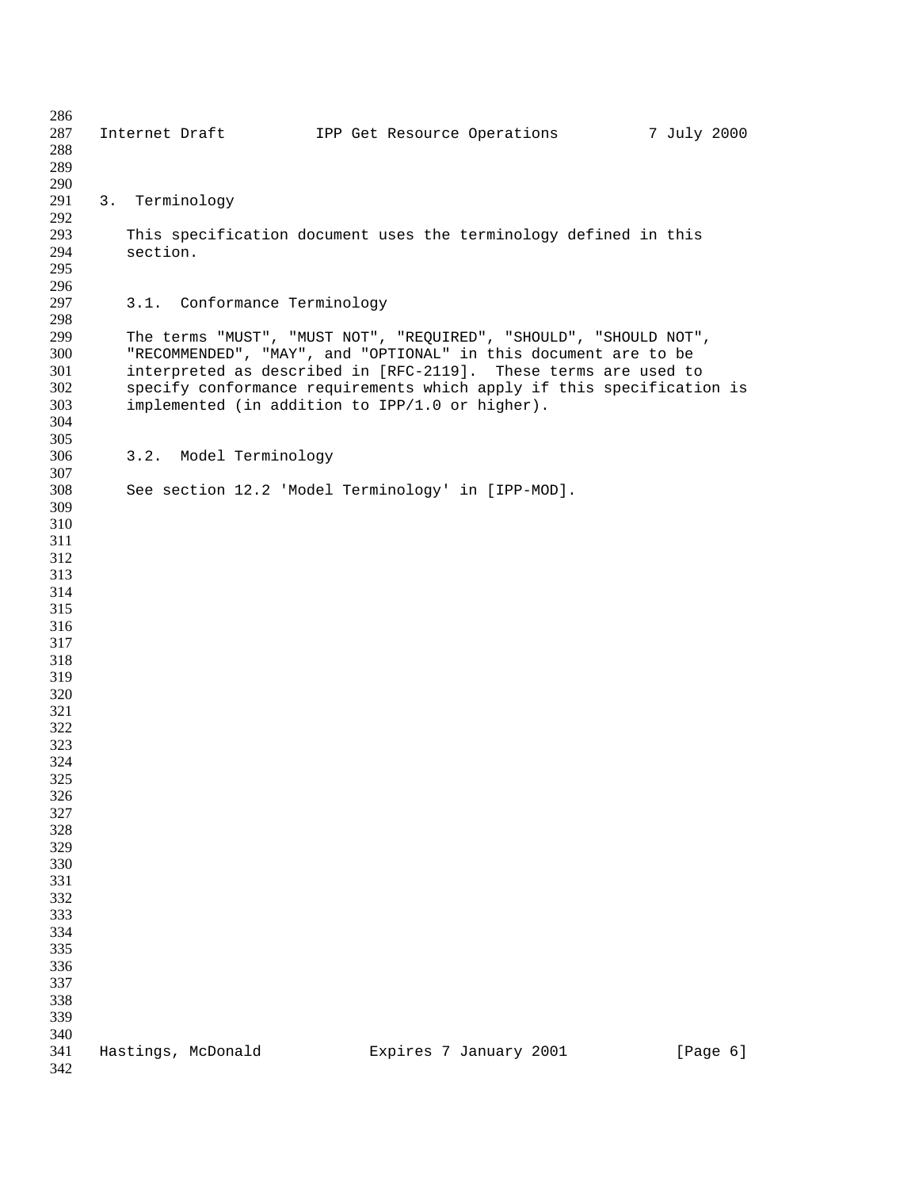# 3. Terminology

This specification document uses the terminology defined in this section.

## 3.1. Conformance Terminology

The terms "MUST", "MUST NOT", "REQUIRED", "SHOULD", "SHOULD NOT", "RECOMMENDED", "MAY", and "OPTIONAL" in this document are to be interpreted as described in [RFC-2119]. These terms are used to specify conformance requirements which apply if this specification is implemented (in addition to IPP/1.0 or higher).

## 3.2. Model Terminology

See section 12.2 'Model Terminology' in [IPP-MOD].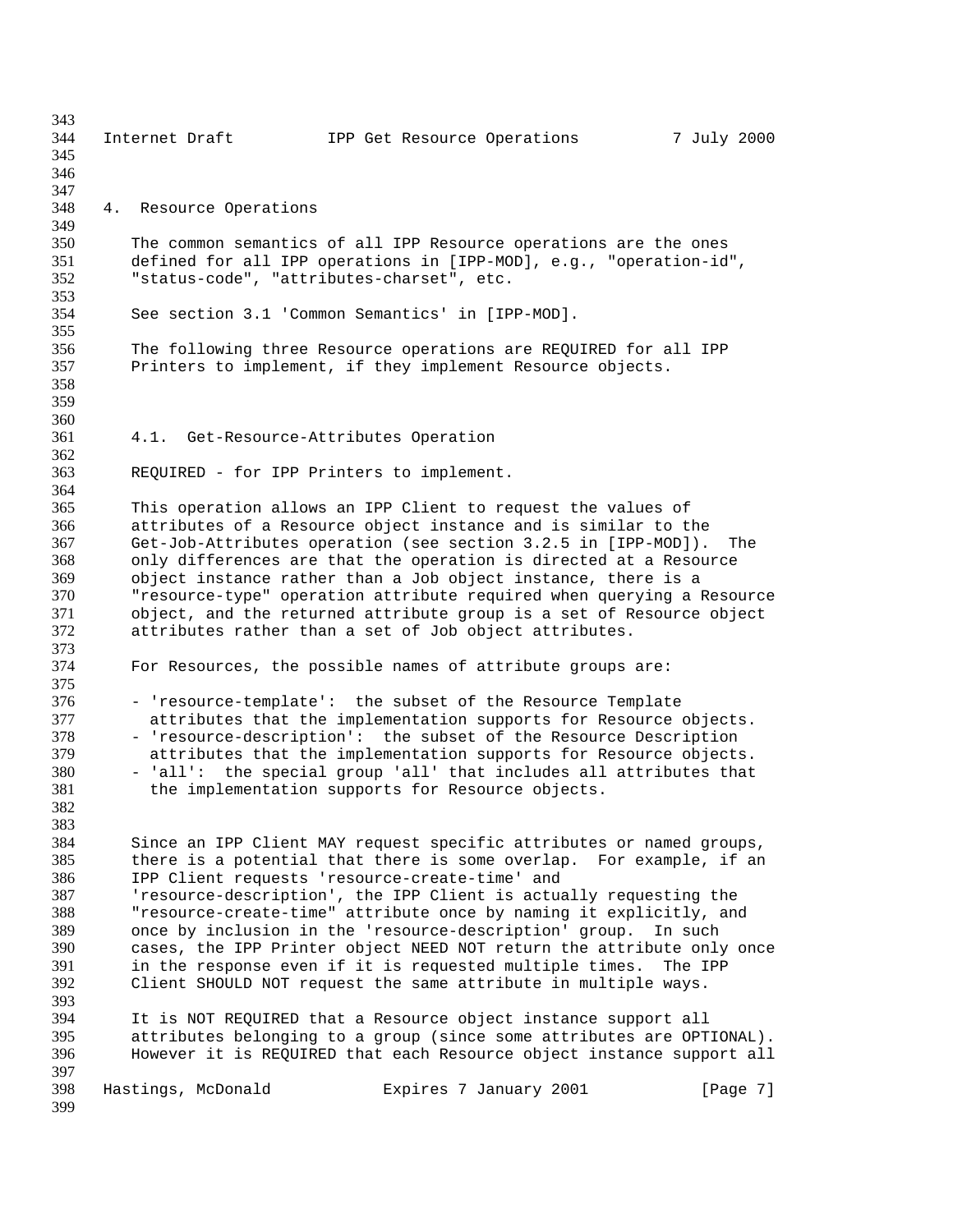# 4. Resource Operations

The common semantics of all IPP Resource operations are the ones defined for all IPP operations in [IPP-MOD], e.g., "operation-id", "status-code", "attributes-charset", etc.

See section 3.1 'Common Semantics' in [IPP-MOD].

The following three Resource operations are REQUIRED for all IPP Printers to implement, if they implement Resource objects.

## 4.1. Get-Resource-Attributes Operation

REQUIRED - for IPP Printers to implement.

This operation allows an IPP Client to request the values of attributes of a Resource object instance and is similar to the Get-Job-Attributes operation (see section 3.2.5 in [IPP-MOD]). The only differences are that the operation is directed at a Resource object instance rather than a Job object instance, there is a "resource-type" operation attribute required when querying a Resource object, and the returned attribute group is a set of Resource object attributes rather than a set of Job object attributes.

For Resources, the possible names of attribute groups are:

- 'resource-template': the subset of the Resource Template attributes that the implementation supports for Resource objects.
- 'resource-description': the subset of the Resource Description attributes that the implementation supports for Resource objects.
- 'all': the special group 'all' that includes all attributes that the implementation supports for Resource objects.

Since an IPP Client MAY request specific attributes or named groups, there is a potential that there is some overlap. For example, if an IPP Client requests 'resource-create-time' and 'resource-description', the IPP Client is actually requesting the "resource-create-time" attribute once by naming it explicitly, and once by inclusion in the 'resource-description' group. In such cases, the IPP Printer object NEED NOT return the attribute only once in the response even if it is requested multiple times. The IPP Client SHOULD NOT request the same attribute in multiple ways.

It is NOT REQUIRED that a Resource object instance support all attributes belonging to a group (since some attributes are OPTIONAL). However it is REQUIRED that each Resource object instance support all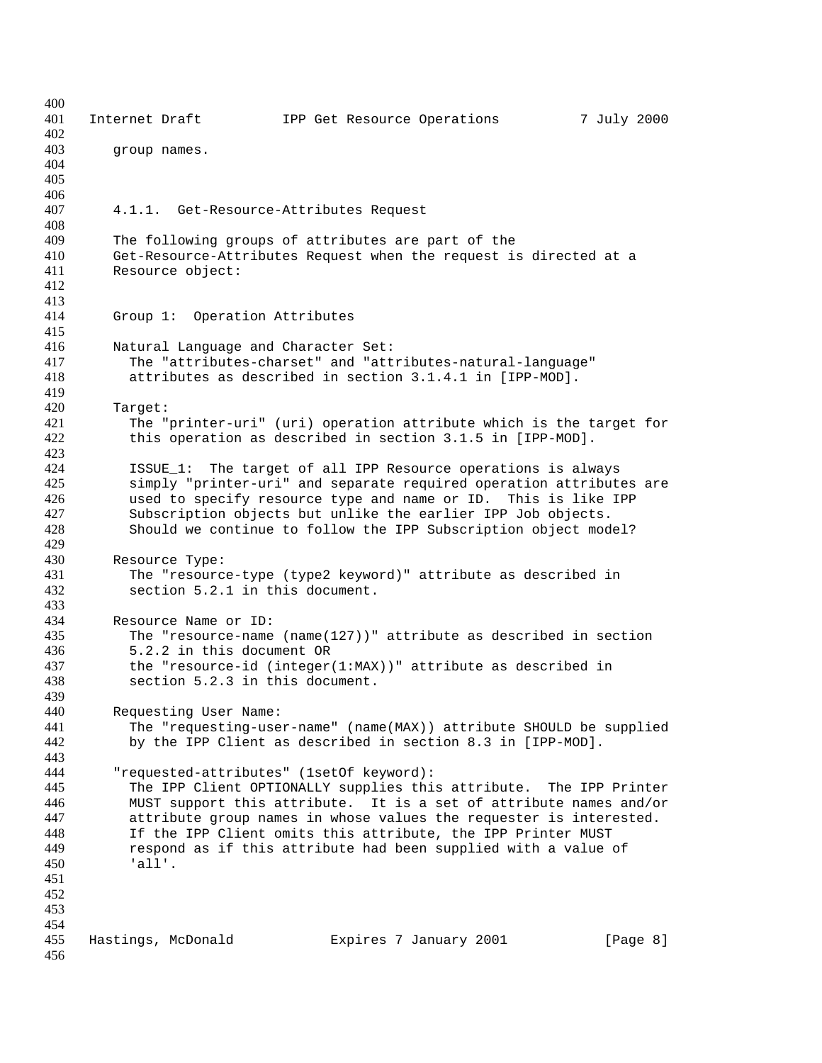group names.

#### 4.1.1. Get-Resource-Attributes Request

The following groups of attributes are part of the Get-Resource-Attributes Request when the request is directed at a Resource object:

Group 1: Operation Attributes

Natural Language and Character Set:
The "attributes-charset" and "attributes-natural-language" attributes as described in section 3.1.4.1 in [IPP-MOD].

Target:
The "printer-uri" (uri) operation attribute which is the target for this operation as described in section 3.1.5 in [IPP-MOD].

ISSUE_1: The target of all IPP Resource operations is always simply "printer-uri" and separate required operation attributes are used to specify resource type and name or ID. This is like IPP Subscription objects but unlike the earlier IPP Job objects. Should we continue to follow the IPP Subscription object model?

Resource Type:
The "resource-type (type2 keyword)" attribute as described in section 5.2.1 in this document.

Resource Name or ID:
The "resource-name (name(127))" attribute as described in section 5.2.2 in this document OR
the "resource-id (integer(1:MAX))" attribute as described in section 5.2.3 in this document.

Requesting User Name:
The "requesting-user-name" (name(MAX)) attribute SHOULD be supplied by the IPP Client as described in section 8.3 in [IPP-MOD].

"requested-attributes" (1setOf keyword):
The IPP Client OPTIONALLY supplies this attribute. The IPP Printer MUST support this attribute. It is a set of attribute names and/or attribute group names in whose values the requester is interested. If the IPP Client omits this attribute, the IPP Printer MUST respond as if this attribute had been supplied with a value of 'all'.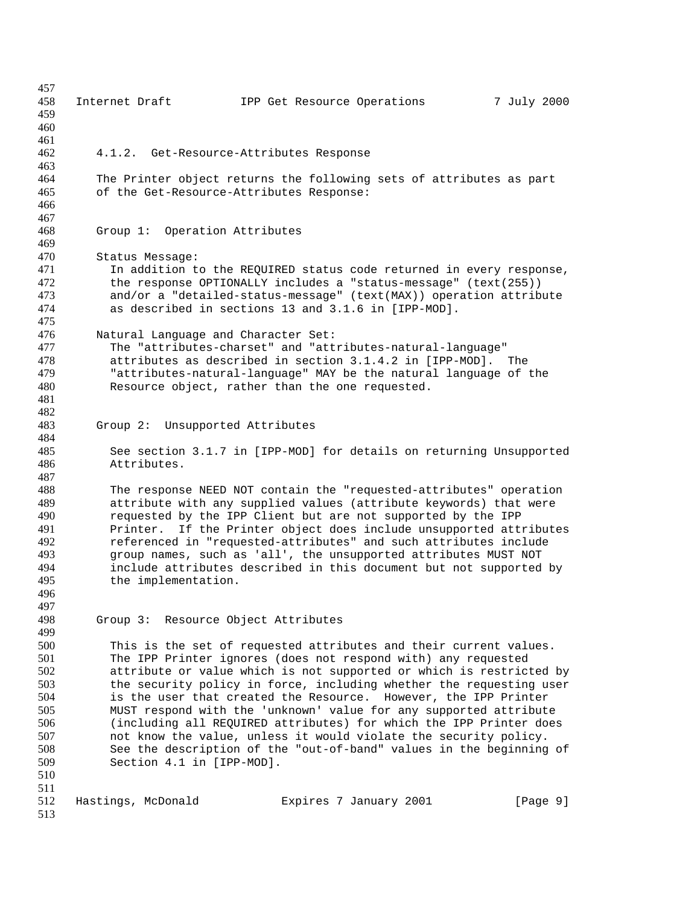#### 4.1.2. Get-Resource-Attributes Response

The Printer object returns the following sets of attributes as part of the Get-Resource-Attributes Response:

Group 1: Operation Attributes

Status Message:
In addition to the REQUIRED status code returned in every response, the response OPTIONALLY includes a "status-message" (text(255)) and/or a "detailed-status-message" (text(MAX)) operation attribute as described in sections 13 and 3.1.6 in [IPP-MOD].

Natural Language and Character Set:
The "attributes-charset" and "attributes-natural-language" attributes as described in section 3.1.4.2 in [IPP-MOD]. The "attributes-natural-language" MAY be the natural language of the Resource object, rather than the one requested.

Group 2: Unsupported Attributes

See section 3.1.7 in [IPP-MOD] for details on returning Unsupported Attributes.

The response NEED NOT contain the "requested-attributes" operation attribute with any supplied values (attribute keywords) that were requested by the IPP Client but are not supported by the IPP Printer. If the Printer object does include unsupported attributes referenced in "requested-attributes" and such attributes include group names, such as 'all', the unsupported attributes MUST NOT include attributes described in this document but not supported by the implementation.

Group 3: Resource Object Attributes

This is the set of requested attributes and their current values. The IPP Printer ignores (does not respond with) any requested attribute or value which is not supported or which is restricted by the security policy in force, including whether the requesting user is the user that created the Resource. However, the IPP Printer MUST respond with the 'unknown' value for any supported attribute (including all REQUIRED attributes) for which the IPP Printer does not know the value, unless it would violate the security policy. See the description of the "out-of-band" values in the beginning of Section 4.1 in [IPP-MOD].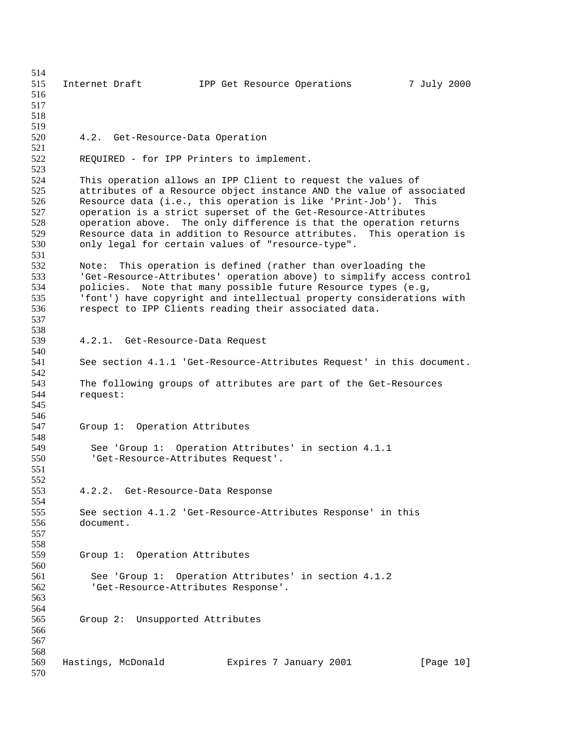### 4.2. Get-Resource-Data Operation

REQUIRED - for IPP Printers to implement.

This operation allows an IPP Client to request the values of attributes of a Resource object instance AND the value of associated Resource data (i.e., this operation is like 'Print-Job'). This operation is a strict superset of the Get-Resource-Attributes operation above. The only difference is that the operation returns Resource data in addition to Resource attributes. This operation is only legal for certain values of "resource-type".

Note: This operation is defined (rather than overloading the 'Get-Resource-Attributes' operation above) to simplify access control policies. Note that many possible future Resource types (e.g, 'font') have copyright and intellectual property considerations with respect to IPP Clients reading their associated data.

#### 4.2.1. Get-Resource-Data Request

See section 4.1.1 'Get-Resource-Attributes Request' in this document.

The following groups of attributes are part of the Get-Resources request:

Group 1: Operation Attributes

See 'Group 1: Operation Attributes' in section 4.1.1 'Get-Resource-Attributes Request'.

#### 4.2.2. Get-Resource-Data Response

See section 4.1.2 'Get-Resource-Attributes Response' in this document.

Group 1: Operation Attributes

See 'Group 1: Operation Attributes' in section 4.1.2 'Get-Resource-Attributes Response'.

Group 2: Unsupported Attributes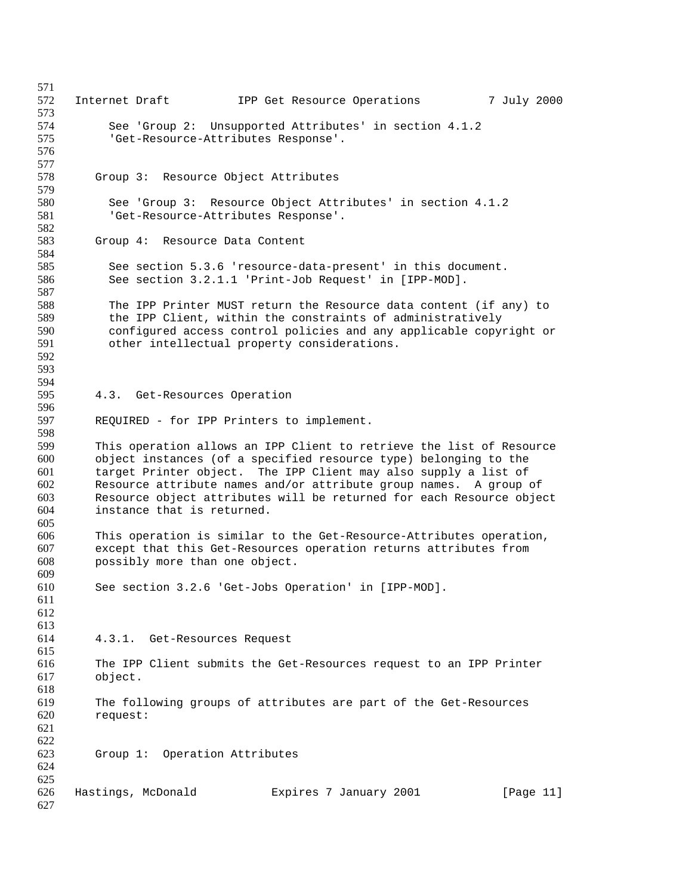See 'Group 2: Unsupported Attributes' in section 4.1.2 'Get-Resource-Attributes Response'.

Group 3: Resource Object Attributes

See 'Group 3: Resource Object Attributes' in section 4.1.2 'Get-Resource-Attributes Response'.

Group 4: Resource Data Content

See section 5.3.6 'resource-data-present' in this document.
See section 3.2.1.1 'Print-Job Request' in [IPP-MOD].

The IPP Printer MUST return the Resource data content (if any) to the IPP Client, within the constraints of administratively configured access control policies and any applicable copyright or other intellectual property considerations.

### 4.3. Get-Resources Operation

REQUIRED - for IPP Printers to implement.

This operation allows an IPP Client to retrieve the list of Resource object instances (of a specified resource type) belonging to the target Printer object. The IPP Client may also supply a list of Resource attribute names and/or attribute group names. A group of Resource object attributes will be returned for each Resource object instance that is returned.

This operation is similar to the Get-Resource-Attributes operation, except that this Get-Resources operation returns attributes from possibly more than one object.

See section 3.2.6 'Get-Jobs Operation' in [IPP-MOD].

#### 4.3.1. Get-Resources Request

The IPP Client submits the Get-Resources request to an IPP Printer object.

The following groups of attributes are part of the Get-Resources request:

Group 1: Operation Attributes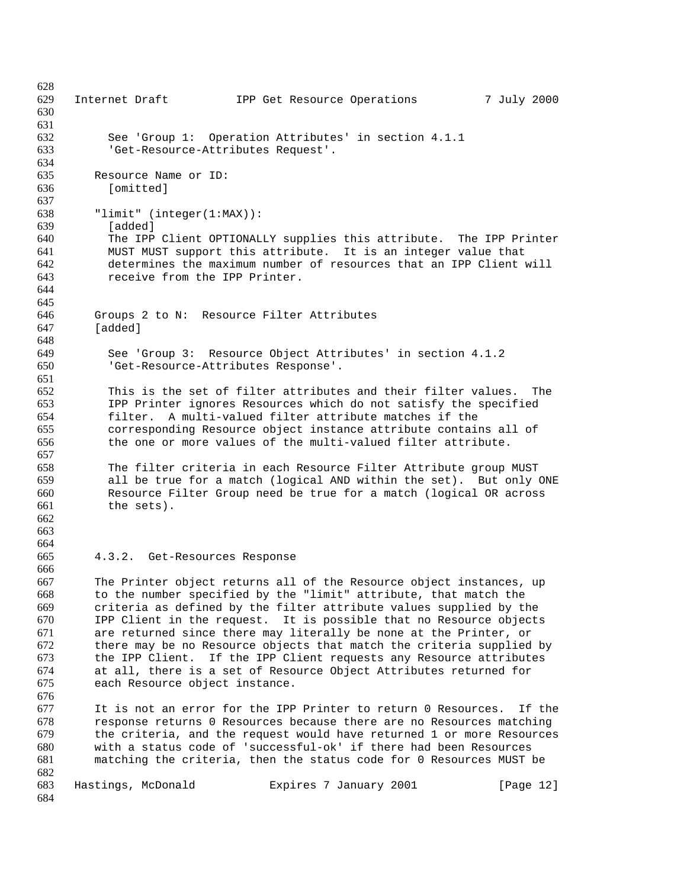See 'Group 1: Operation Attributes' in section 4.1.1 'Get-Resource-Attributes Request'.

Resource Name or ID:
[omitted]

"limit" (integer(1:MAX)):
[added]
The IPP Client OPTIONALLY supplies this attribute. The IPP Printer MUST MUST support this attribute. It is an integer value that determines the maximum number of resources that an IPP Client will receive from the IPP Printer.

Groups 2 to N: Resource Filter Attributes
[added]

See 'Group 3: Resource Object Attributes' in section 4.1.2 'Get-Resource-Attributes Response'.

This is the set of filter attributes and their filter values. The IPP Printer ignores Resources which do not satisfy the specified filter. A multi-valued filter attribute matches if the corresponding Resource object instance attribute contains all of the one or more values of the multi-valued filter attribute.

The filter criteria in each Resource Filter Attribute group MUST all be true for a match (logical AND within the set). But only ONE Resource Filter Group need be true for a match (logical OR across the sets).

### 4.3.2. Get-Resources Response

The Printer object returns all of the Resource object instances, up to the number specified by the "limit" attribute, that match the criteria as defined by the filter attribute values supplied by the IPP Client in the request. It is possible that no Resource objects are returned since there may literally be none at the Printer, or there may be no Resource objects that match the criteria supplied by the IPP Client. If the IPP Client requests any Resource attributes at all, there is a set of Resource Object Attributes returned for each Resource object instance.

It is not an error for the IPP Printer to return 0 Resources. If the response returns 0 Resources because there are no Resources matching the criteria, and the request would have returned 1 or more Resources with a status code of 'successful-ok' if there had been Resources matching the criteria, then the status code for 0 Resources MUST be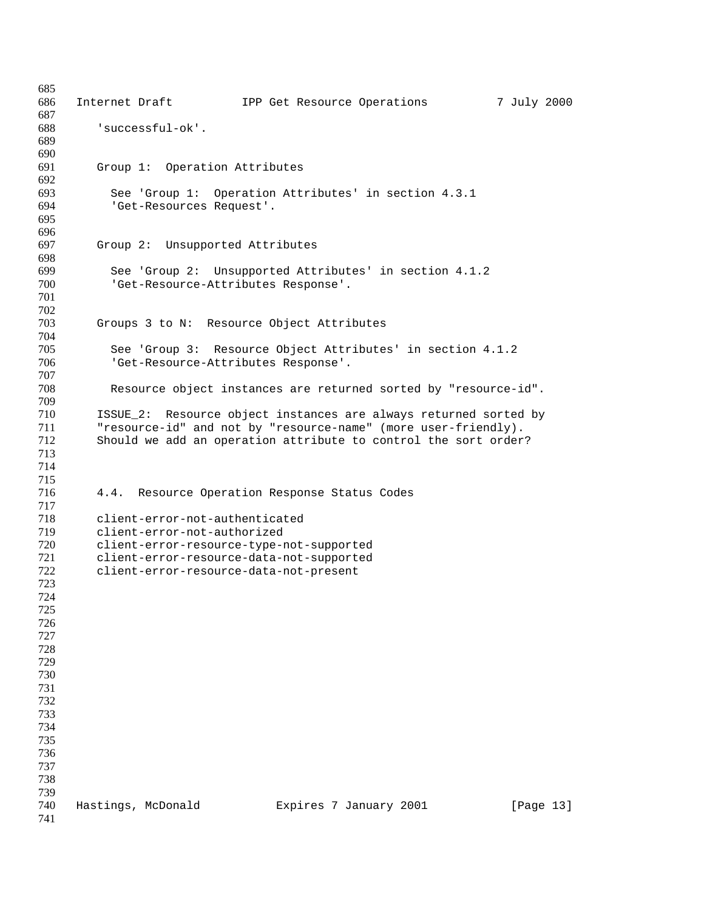'successful-ok'.

Group 1: Operation Attributes

See 'Group 1: Operation Attributes' in section 4.3.1 'Get-Resources Request'.

Group 2: Unsupported Attributes

See 'Group 2: Unsupported Attributes' in section 4.1.2 'Get-Resource-Attributes Response'.

Groups 3 to N: Resource Object Attributes

See 'Group 3: Resource Object Attributes' in section 4.1.2 'Get-Resource-Attributes Response'.

Resource object instances are returned sorted by "resource-id".

ISSUE_2: Resource object instances are always returned sorted by "resource-id" and not by "resource-name" (more user-friendly). Should we add an operation attribute to control the sort order?

## 4.4. Resource Operation Response Status Codes

client-error-not-authenticated
client-error-not-authorized
client-error-resource-type-not-supported
client-error-resource-data-not-supported
client-error-resource-data-not-present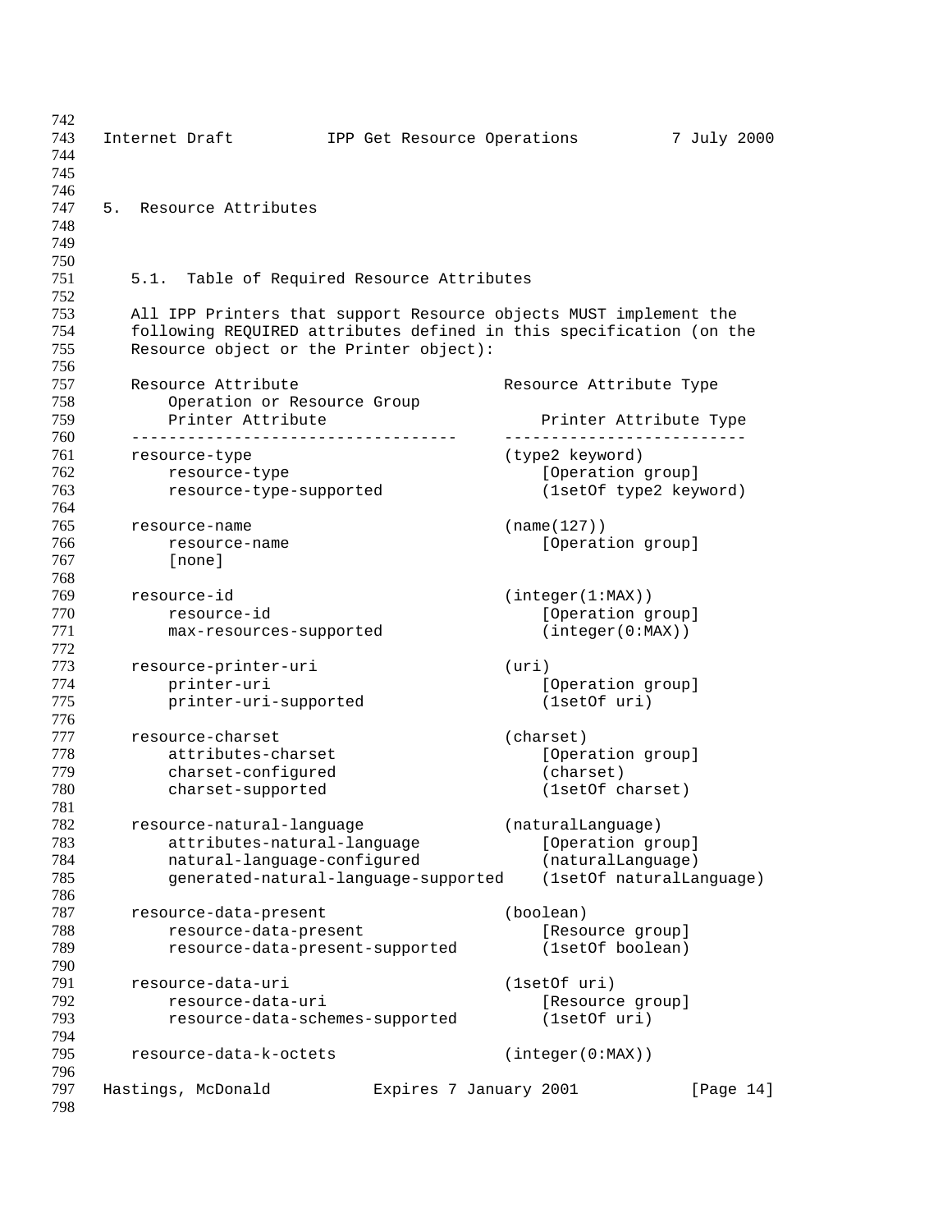# 5. Resource Attributes

## 5.1. Table of Required Resource Attributes

All IPP Printers that support Resource objects MUST implement the following REQUIRED attributes defined in this specification (on the Resource object or the Printer object):

```
Resource Attribute                      Resource Attribute Type
    Operation or Resource Group
    Printer Attribute                       Printer Attribute Type
----------------------------------      --------------------------
resource-type                           (type2 keyword)
    resource-type                           [Operation group]
    resource-type-supported                 (1setOf type2 keyword)

resource-name                           (name(127))
    resource-name                           [Operation group]
    [none]

resource-id                             (integer(1:MAX))
    resource-id                             [Operation group]
    max-resources-supported                 (integer(0:MAX))

resource-printer-uri                    (uri)
    printer-uri                             [Operation group]
    printer-uri-supported                   (1setOf uri)

resource-charset                        (charset)
    attributes-charset                      [Operation group]
    charset-configured                      (charset)
    charset-supported                       (1setOf charset)

resource-natural-language               (naturalLanguage)
    attributes-natural-language             [Operation group]
    natural-language-configured             (naturalLanguage)
    generated-natural-language-supported    (1setOf naturalLanguage)

resource-data-present                   (boolean)
    resource-data-present                   [Resource group]
    resource-data-present-supported         (1setOf boolean)

resource-data-uri                       (1setOf uri)
    resource-data-uri                       [Resource group]
    resource-data-schemes-supported         (1setOf uri)

resource-data-k-octets                  (integer(0:MAX))
```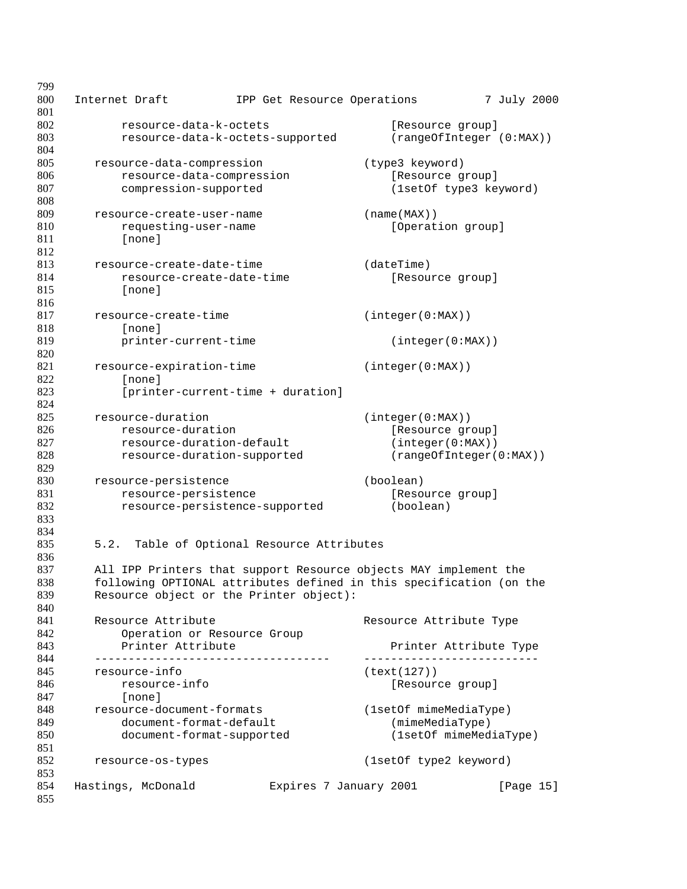```
        resource-data-k-octets                  [Resource group]
        resource-data-k-octets-supported        (rangeOfInteger (0:MAX))

    resource-data-compression               (type3 keyword)
        resource-data-compression               [Resource group]
        compression-supported                   (1setOf type3 keyword)

    resource-create-user-name               (name(MAX))
        requesting-user-name                    [Operation group]
        [none]

    resource-create-date-time               (dateTime)
        resource-create-date-time               [Resource group]
        [none]

    resource-create-time                    (integer(0:MAX))
        [none]
        printer-current-time                    (integer(0:MAX))

    resource-expiration-time                (integer(0:MAX))
        [none]
        [printer-current-time + duration]

    resource-duration                       (integer(0:MAX))
        resource-duration                       [Resource group]
        resource-duration-default               (integer(0:MAX))
        resource-duration-supported             (rangeOfInteger(0:MAX))

    resource-persistence                    (boolean)
        resource-persistence                    [Resource group]
        resource-persistence-supported          (boolean)
```

### 5.2. Table of Optional Resource Attributes

All IPP Printers that support Resource objects MAY implement the following OPTIONAL attributes defined in this specification (on the Resource object or the Printer object):

```
    Resource Attribute                      Resource Attribute Type
        Operation or Resource Group
        Printer Attribute                       Printer Attribute Type
    ----------------------------------      --------------------------
    resource-info                           (text(127))
        resource-info                           [Resource group]
        [none]
    resource-document-formats               (1setOf mimeMediaType)
        document-format-default                 (mimeMediaType)
        document-format-supported               (1setOf mimeMediaType)

    resource-os-types                       (1setOf type2 keyword)
```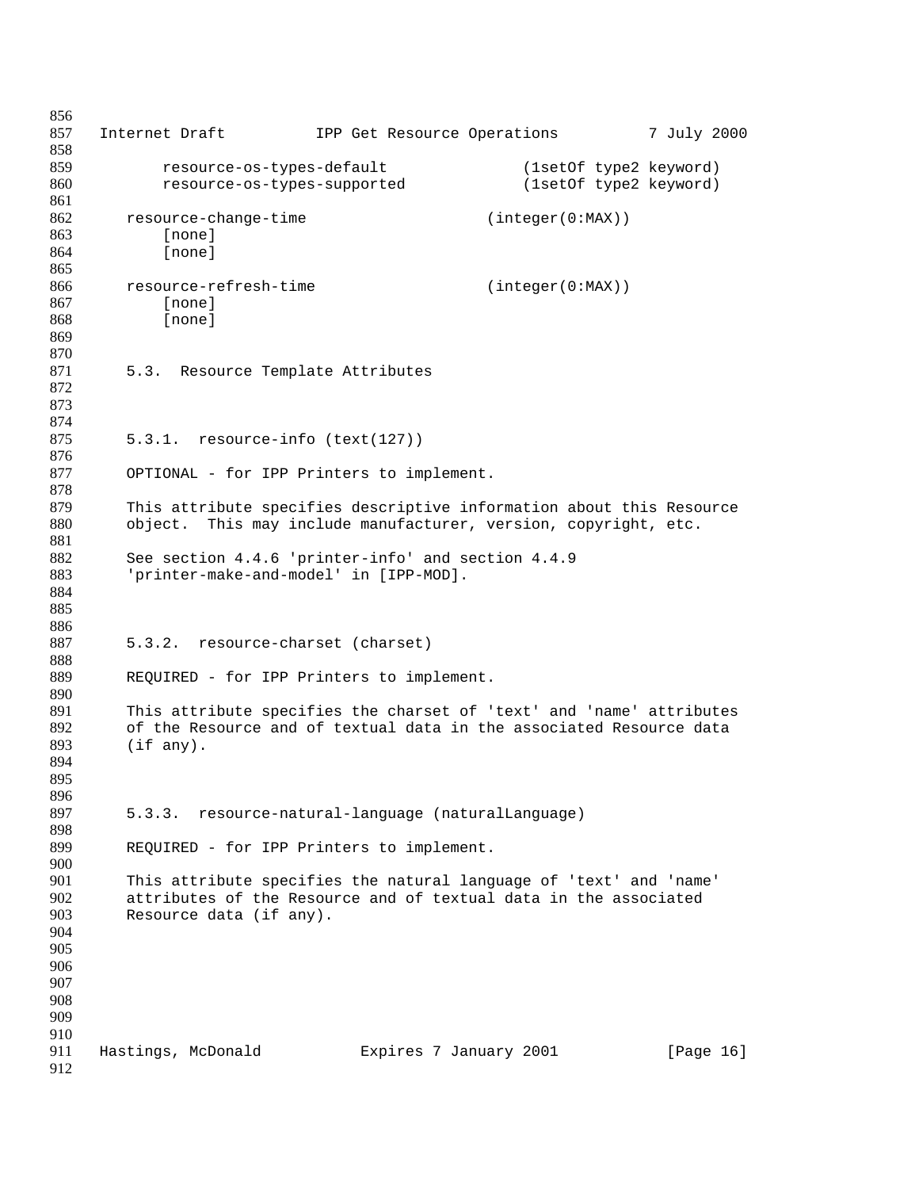```
     resource-os-types-default              (1setOf type2 keyword)
     resource-os-types-supported            (1setOf type2 keyword)

 resource-change-time                  (integer(0:MAX))
     [none]
     [none]

 resource-refresh-time                 (integer(0:MAX))
     [none]
     [none]
```

### 5.3. Resource Template Attributes

#### 5.3.1. resource-info (text(127))

OPTIONAL - for IPP Printers to implement.

This attribute specifies descriptive information about this Resource object. This may include manufacturer, version, copyright, etc.

See section 4.4.6 'printer-info' and section 4.4.9 'printer-make-and-model' in [IPP-MOD].

#### 5.3.2. resource-charset (charset)

REQUIRED - for IPP Printers to implement.

This attribute specifies the charset of 'text' and 'name' attributes of the Resource and of textual data in the associated Resource data (if any).

#### 5.3.3. resource-natural-language (naturalLanguage)

REQUIRED - for IPP Printers to implement.

This attribute specifies the natural language of 'text' and 'name' attributes of the Resource and of textual data in the associated Resource data (if any).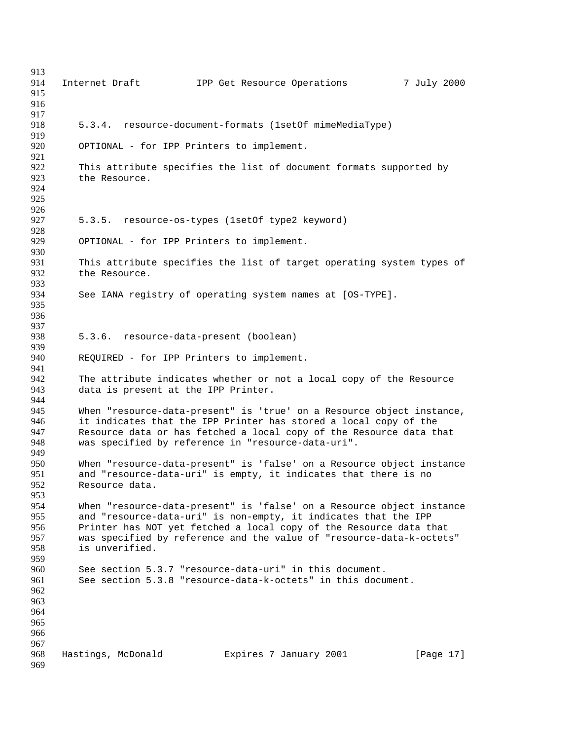### 5.3.4. resource-document-formats (1setOf mimeMediaType)

OPTIONAL - for IPP Printers to implement.

This attribute specifies the list of document formats supported by the Resource.

### 5.3.5. resource-os-types (1setOf type2 keyword)

OPTIONAL - for IPP Printers to implement.

This attribute specifies the list of target operating system types of the Resource.

See IANA registry of operating system names at [OS-TYPE].

### 5.3.6. resource-data-present (boolean)

REQUIRED - for IPP Printers to implement.

The attribute indicates whether or not a local copy of the Resource data is present at the IPP Printer.

When "resource-data-present" is 'true' on a Resource object instance, it indicates that the IPP Printer has stored a local copy of the Resource data or has fetched a local copy of the Resource data that was specified by reference in "resource-data-uri".

When "resource-data-present" is 'false' on a Resource object instance and "resource-data-uri" is empty, it indicates that there is no Resource data.

When "resource-data-present" is 'false' on a Resource object instance and "resource-data-uri" is non-empty, it indicates that the IPP Printer has NOT yet fetched a local copy of the Resource data that was specified by reference and the value of "resource-data-k-octets" is unverified.

See section 5.3.7 "resource-data-uri" in this document.
See section 5.3.8 "resource-data-k-octets" in this document.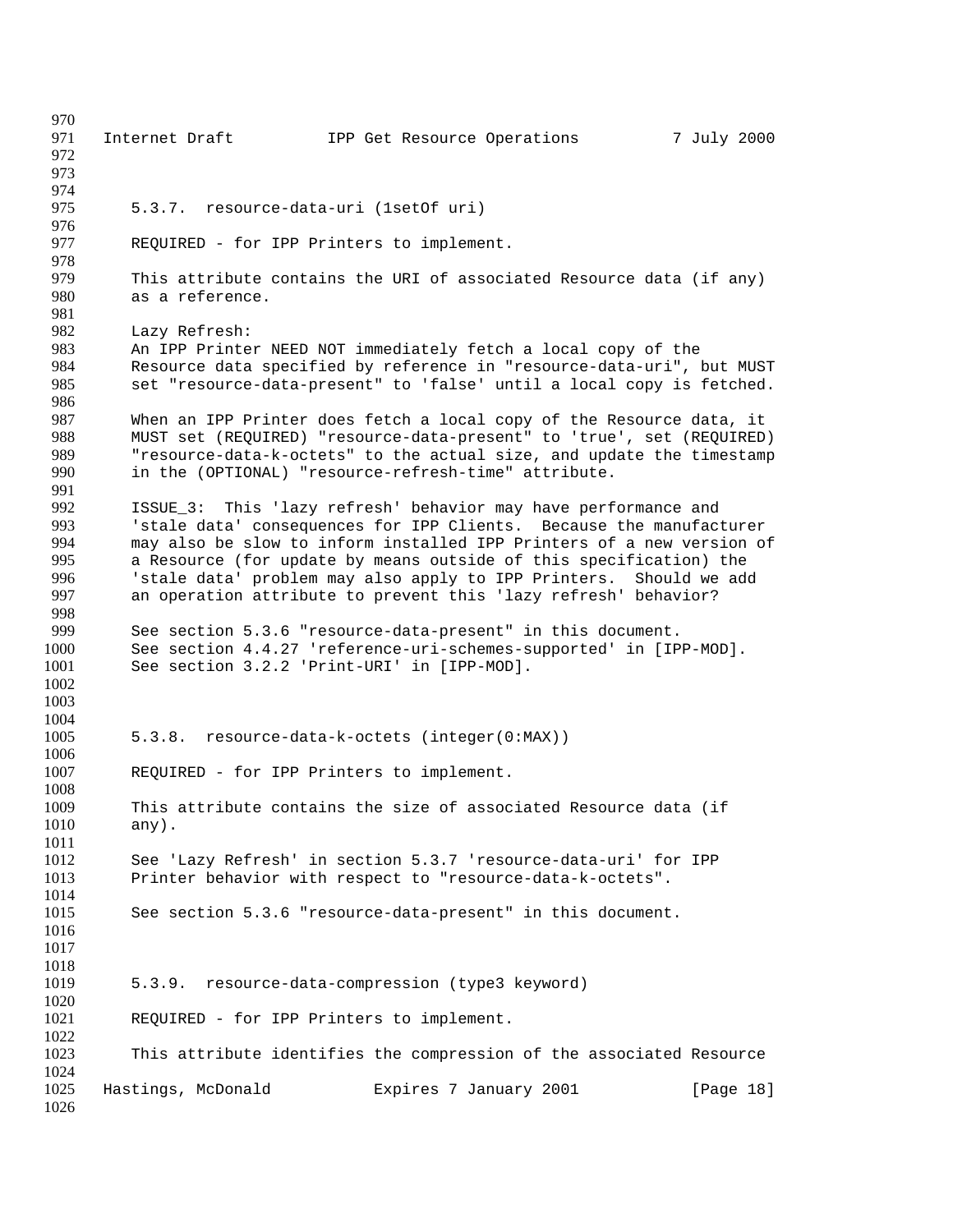### 5.3.7. resource-data-uri (1setOf uri)

REQUIRED - for IPP Printers to implement.

This attribute contains the URI of associated Resource data (if any) as a reference.

Lazy Refresh:
An IPP Printer NEED NOT immediately fetch a local copy of the Resource data specified by reference in "resource-data-uri", but MUST set "resource-data-present" to 'false' until a local copy is fetched.

When an IPP Printer does fetch a local copy of the Resource data, it MUST set (REQUIRED) "resource-data-present" to 'true', set (REQUIRED) "resource-data-k-octets" to the actual size, and update the timestamp in the (OPTIONAL) "resource-refresh-time" attribute.

ISSUE_3: This 'lazy refresh' behavior may have performance and 'stale data' consequences for IPP Clients. Because the manufacturer may also be slow to inform installed IPP Printers of a new version of a Resource (for update by means outside of this specification) the 'stale data' problem may also apply to IPP Printers. Should we add an operation attribute to prevent this 'lazy refresh' behavior?

See section 5.3.6 "resource-data-present" in this document.
See section 4.4.27 'reference-uri-schemes-supported' in [IPP-MOD].
See section 3.2.2 'Print-URI' in [IPP-MOD].

### 5.3.8. resource-data-k-octets (integer(0:MAX))

REQUIRED - for IPP Printers to implement.

This attribute contains the size of associated Resource data (if any).

See 'Lazy Refresh' in section 5.3.7 'resource-data-uri' for IPP Printer behavior with respect to "resource-data-k-octets".

See section 5.3.6 "resource-data-present" in this document.

### 5.3.9. resource-data-compression (type3 keyword)

REQUIRED - for IPP Printers to implement.

This attribute identifies the compression of the associated Resource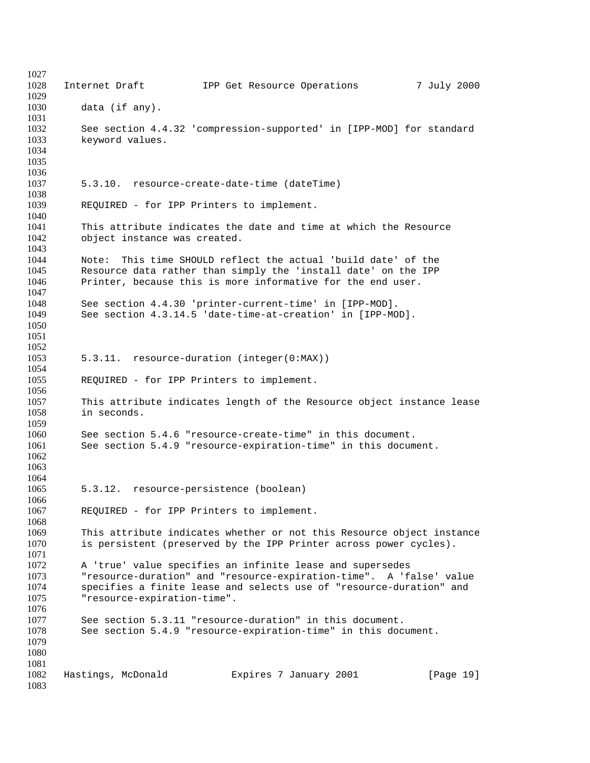data (if any).

See section 4.4.32 'compression-supported' in [IPP-MOD] for standard keyword values.

### 5.3.10. resource-create-date-time (dateTime)

REQUIRED - for IPP Printers to implement.

This attribute indicates the date and time at which the Resource object instance was created.

Note: This time SHOULD reflect the actual 'build date' of the Resource data rather than simply the 'install date' on the IPP Printer, because this is more informative for the end user.

See section 4.4.30 'printer-current-time' in [IPP-MOD].
See section 4.3.14.5 'date-time-at-creation' in [IPP-MOD].

### 5.3.11. resource-duration (integer(0:MAX))

REQUIRED - for IPP Printers to implement.

This attribute indicates length of the Resource object instance lease in seconds.

See section 5.4.6 "resource-create-time" in this document.
See section 5.4.9 "resource-expiration-time" in this document.

### 5.3.12. resource-persistence (boolean)

REQUIRED - for IPP Printers to implement.

This attribute indicates whether or not this Resource object instance is persistent (preserved by the IPP Printer across power cycles).

A 'true' value specifies an infinite lease and supersedes "resource-duration" and "resource-expiration-time". A 'false' value specifies a finite lease and selects use of "resource-duration" and "resource-expiration-time".

See section 5.3.11 "resource-duration" in this document.
See section 5.4.9 "resource-expiration-time" in this document.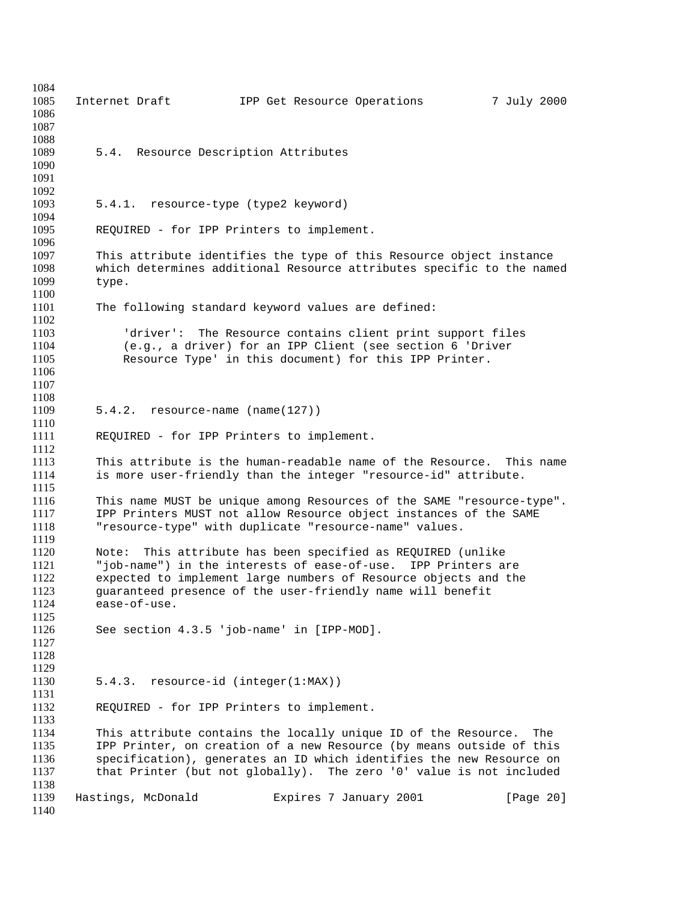### 5.4. Resource Description Attributes

#### 5.4.1. resource-type (type2 keyword)

REQUIRED - for IPP Printers to implement.

This attribute identifies the type of this Resource object instance which determines additional Resource attributes specific to the named type.

The following standard keyword values are defined:

'driver': The Resource contains client print support files (e.g., a driver) for an IPP Client (see section 6 'Driver Resource Type' in this document) for this IPP Printer.

#### 5.4.2. resource-name (name(127))

REQUIRED - for IPP Printers to implement.

This attribute is the human-readable name of the Resource. This name is more user-friendly than the integer "resource-id" attribute.

This name MUST be unique among Resources of the SAME "resource-type". IPP Printers MUST not allow Resource object instances of the SAME "resource-type" with duplicate "resource-name" values.

Note: This attribute has been specified as REQUIRED (unlike "job-name") in the interests of ease-of-use. IPP Printers are expected to implement large numbers of Resource objects and the guaranteed presence of the user-friendly name will benefit ease-of-use.

See section 4.3.5 'job-name' in [IPP-MOD].

#### 5.4.3. resource-id (integer(1:MAX))

REQUIRED - for IPP Printers to implement.

This attribute contains the locally unique ID of the Resource. The IPP Printer, on creation of a new Resource (by means outside of this specification), generates an ID which identifies the new Resource on that Printer (but not globally). The zero '0' value is not included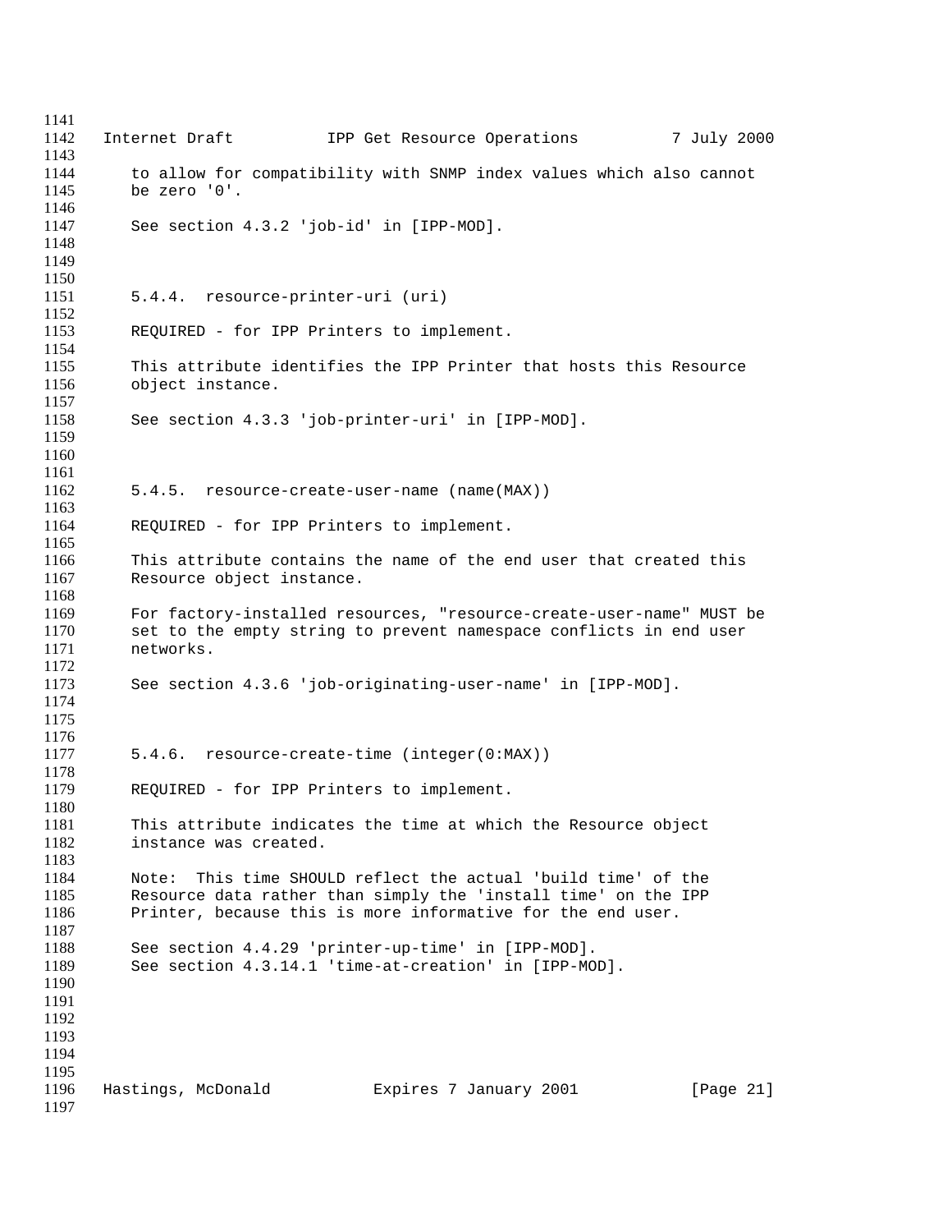to allow for compatibility with SNMP index values which also cannot be zero '0'.

See section 4.3.2 'job-id' in [IPP-MOD].

### 5.4.4. resource-printer-uri (uri)

REQUIRED - for IPP Printers to implement.

This attribute identifies the IPP Printer that hosts this Resource object instance.

See section 4.3.3 'job-printer-uri' in [IPP-MOD].

### 5.4.5. resource-create-user-name (name(MAX))

REQUIRED - for IPP Printers to implement.

This attribute contains the name of the end user that created this Resource object instance.

For factory-installed resources, "resource-create-user-name" MUST be set to the empty string to prevent namespace conflicts in end user networks.

See section 4.3.6 'job-originating-user-name' in [IPP-MOD].

### 5.4.6. resource-create-time (integer(0:MAX))

REQUIRED - for IPP Printers to implement.

This attribute indicates the time at which the Resource object instance was created.

Note: This time SHOULD reflect the actual 'build time' of the Resource data rather than simply the 'install time' on the IPP Printer, because this is more informative for the end user.

See section 4.4.29 'printer-up-time' in [IPP-MOD].
See section 4.3.14.1 'time-at-creation' in [IPP-MOD].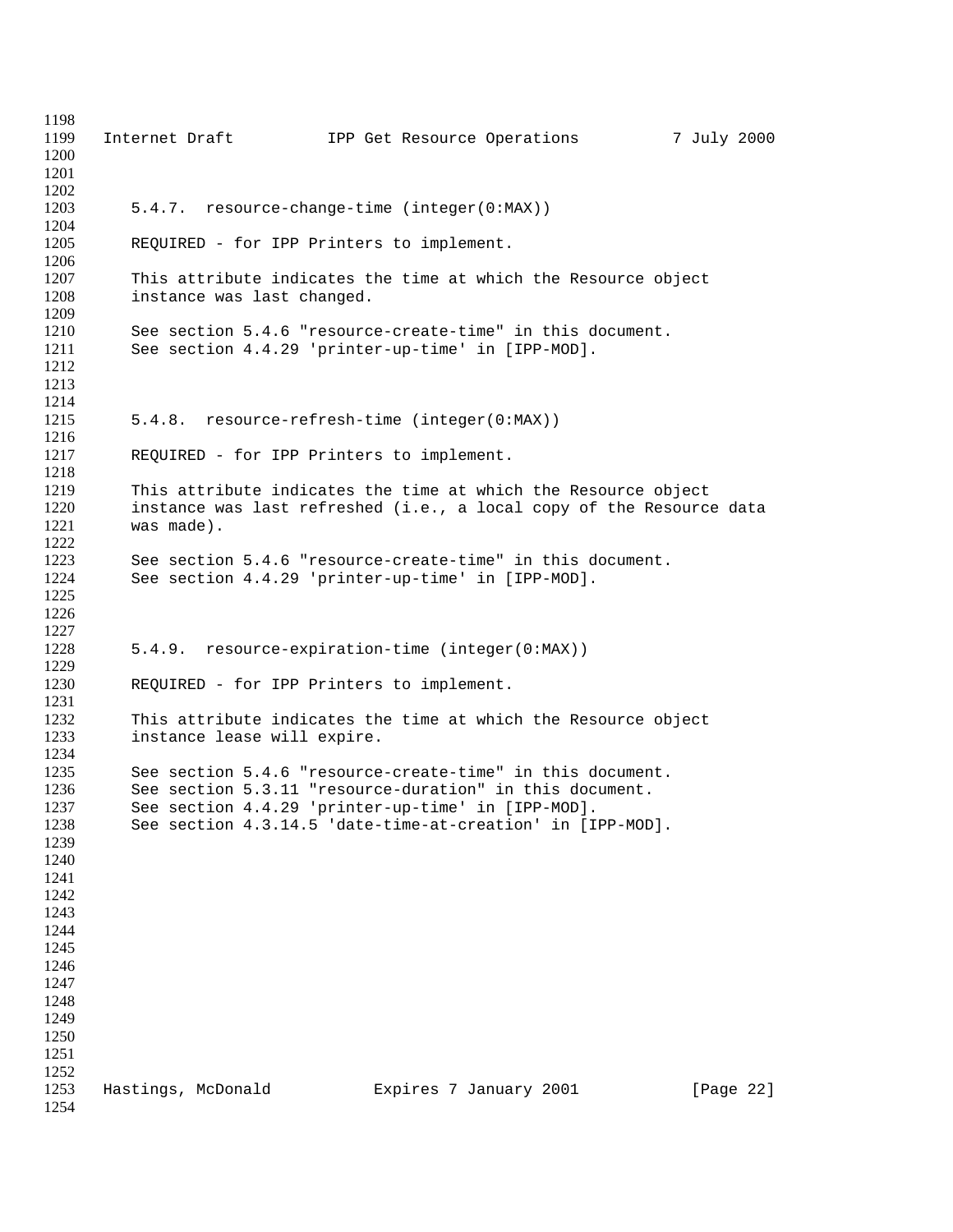### 5.4.7. resource-change-time (integer(0:MAX))

REQUIRED - for IPP Printers to implement.

This attribute indicates the time at which the Resource object instance was last changed.

See section 5.4.6 "resource-create-time" in this document.
See section 4.4.29 'printer-up-time' in [IPP-MOD].

### 5.4.8. resource-refresh-time (integer(0:MAX))

REQUIRED - for IPP Printers to implement.

This attribute indicates the time at which the Resource object instance was last refreshed (i.e., a local copy of the Resource data was made).

See section 5.4.6 "resource-create-time" in this document.
See section 4.4.29 'printer-up-time' in [IPP-MOD].

### 5.4.9. resource-expiration-time (integer(0:MAX))

REQUIRED - for IPP Printers to implement.

This attribute indicates the time at which the Resource object instance lease will expire.

See section 5.4.6 "resource-create-time" in this document.
See section 5.3.11 "resource-duration" in this document.
See section 4.4.29 'printer-up-time' in [IPP-MOD].
See section 4.3.14.5 'date-time-at-creation' in [IPP-MOD].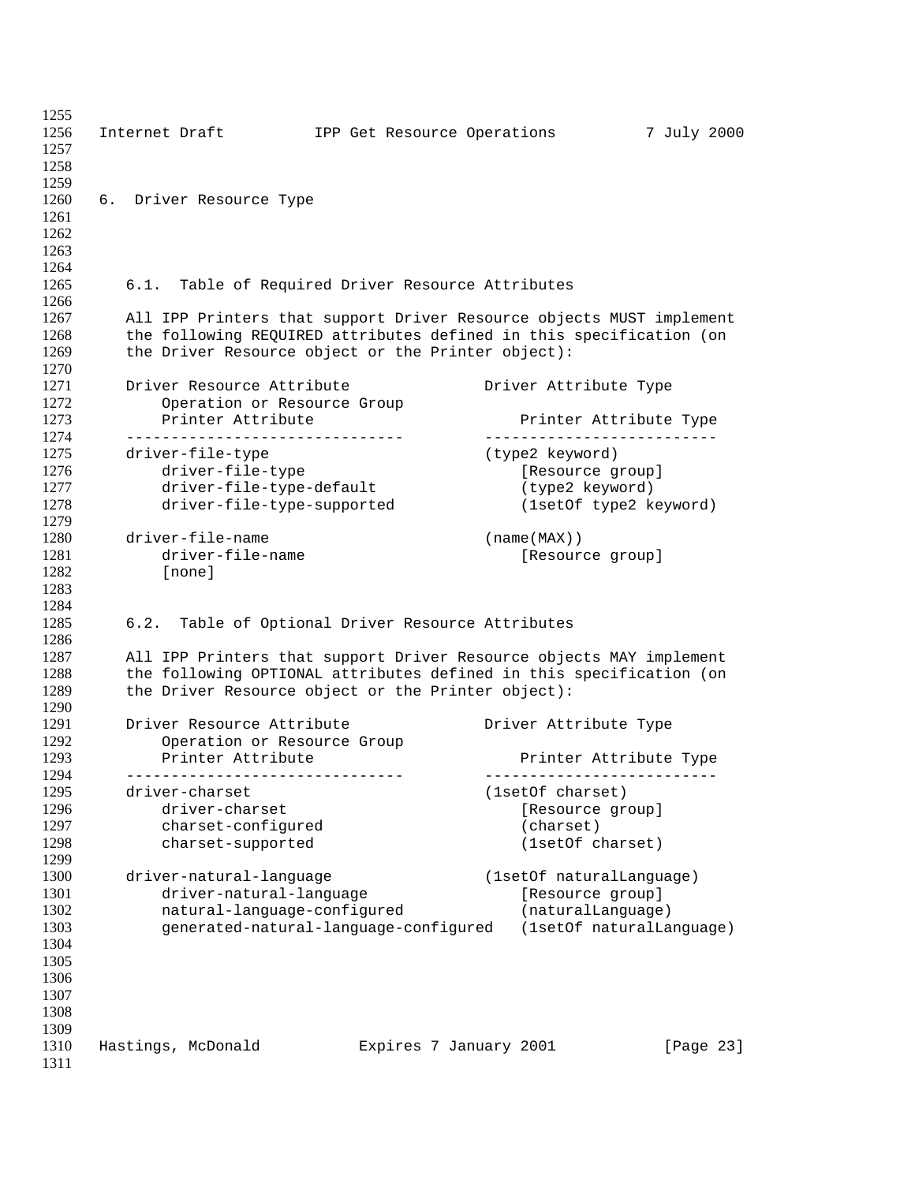# 6. Driver Resource Type

## 6.1. Table of Required Driver Resource Attributes

All IPP Printers that support Driver Resource objects MUST implement the following REQUIRED attributes defined in this specification (on the Driver Resource object or the Printer object):

```
Driver Resource Attribute              Driver Attribute Type
    Operation or Resource Group
    Printer Attribute                      Printer Attribute Type
-------------------------------        --------------------------
driver-file-type                       (type2 keyword)
    driver-file-type                       [Resource group]
    driver-file-type-default               (type2 keyword)
    driver-file-type-supported             (1setOf type2 keyword)

driver-file-name                       (name(MAX))
    driver-file-name                       [Resource group]
    [none]
```

## 6.2. Table of Optional Driver Resource Attributes

All IPP Printers that support Driver Resource objects MAY implement the following OPTIONAL attributes defined in this specification (on the Driver Resource object or the Printer object):

```
Driver Resource Attribute              Driver Attribute Type
    Operation or Resource Group
    Printer Attribute                      Printer Attribute Type
-------------------------------        --------------------------
driver-charset                         (1setOf charset)
    driver-charset                         [Resource group]
    charset-configured                     (charset)
    charset-supported                      (1setOf charset)

driver-natural-language                (1setOf naturalLanguage)
    driver-natural-language                [Resource group]
    natural-language-configured            (naturalLanguage)
    generated-natural-language-configured  (1setOf naturalLanguage)
```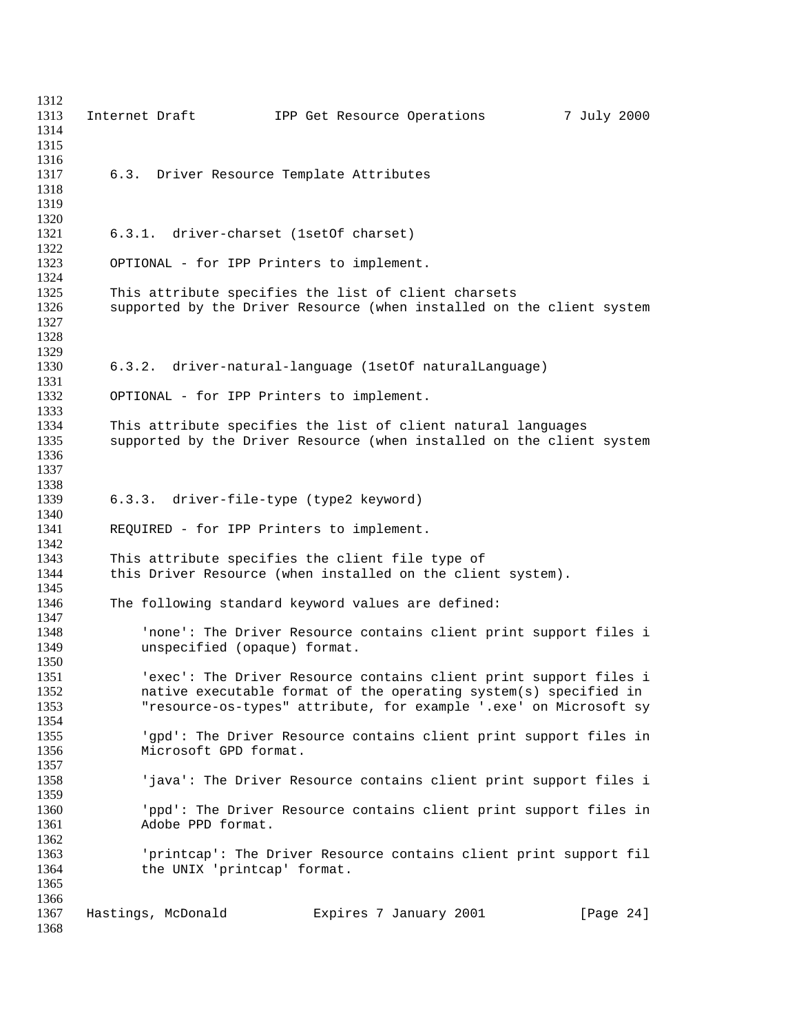### 6.3. Driver Resource Template Attributes

#### 6.3.1. driver-charset (1setOf charset)

OPTIONAL - for IPP Printers to implement.

This attribute specifies the list of client charsets supported by the Driver Resource (when installed on the client system

#### 6.3.2. driver-natural-language (1setOf naturalLanguage)

OPTIONAL - for IPP Printers to implement.

This attribute specifies the list of client natural languages supported by the Driver Resource (when installed on the client system

#### 6.3.3. driver-file-type (type2 keyword)

REQUIRED - for IPP Printers to implement.

This attribute specifies the client file type of this Driver Resource (when installed on the client system).

The following standard keyword values are defined:

'none': The Driver Resource contains client print support files i unspecified (opaque) format.

'exec': The Driver Resource contains client print support files i native executable format of the operating system(s) specified in "resource-os-types" attribute, for example '.exe' on Microsoft sy

'gpd': The Driver Resource contains client print support files in Microsoft GPD format.

'java': The Driver Resource contains client print support files i

'ppd': The Driver Resource contains client print support files in Adobe PPD format.

'printcap': The Driver Resource contains client print support fil the UNIX 'printcap' format.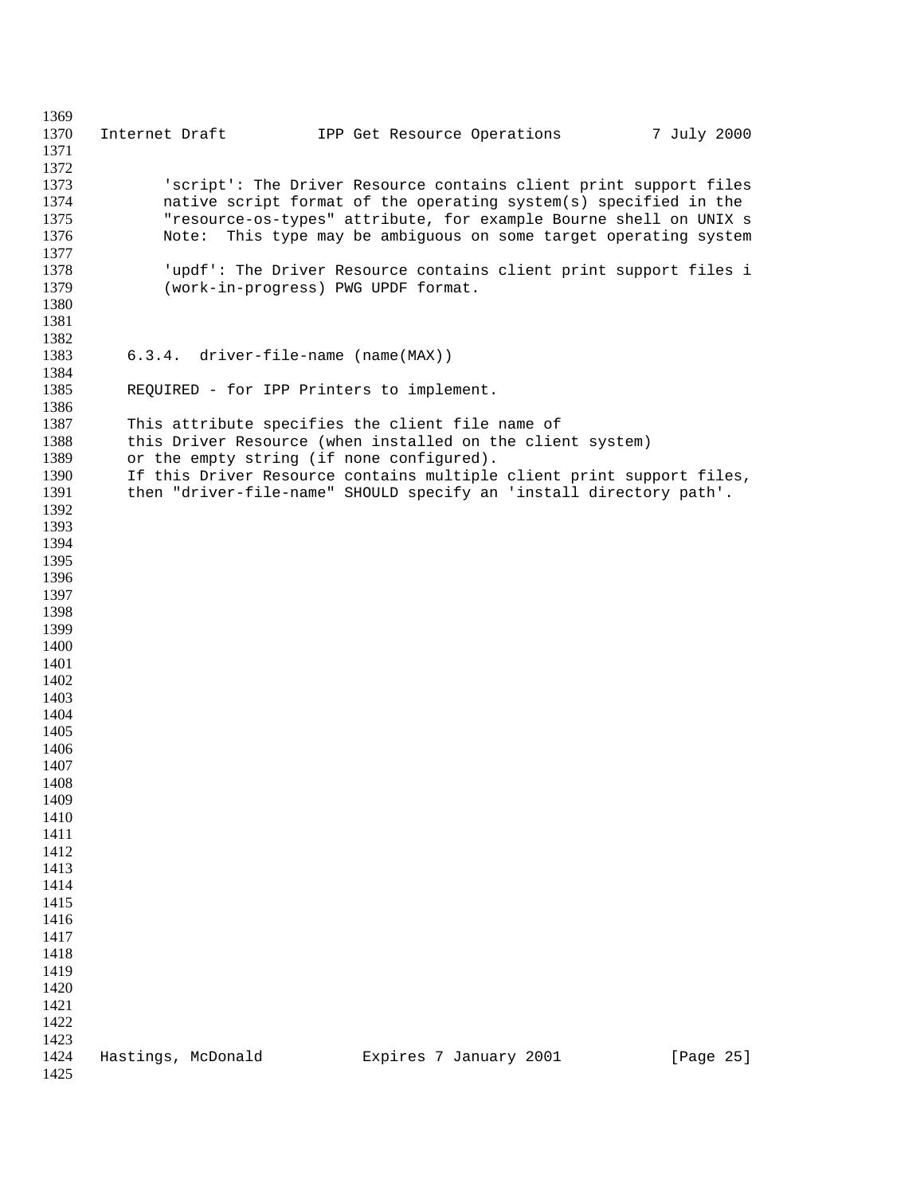'script': The Driver Resource contains client print support files native script format of the operating system(s) specified in the "resource-os-types" attribute, for example Bourne shell on UNIX s Note: This type may be ambiguous on some target operating system

'updf': The Driver Resource contains client print support files i (work-in-progress) PWG UPDF format.

### 6.3.4. driver-file-name (name(MAX))

REQUIRED - for IPP Printers to implement.

This attribute specifies the client file name of this Driver Resource (when installed on the client system) or the empty string (if none configured). If this Driver Resource contains multiple client print support files, then "driver-file-name" SHOULD specify an 'install directory path'.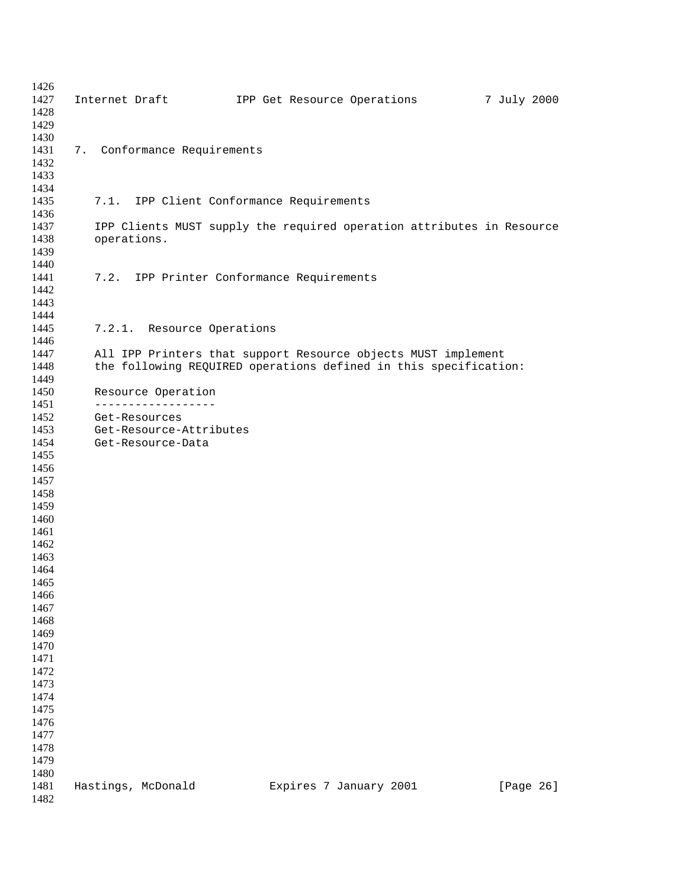# 7. Conformance Requirements

## 7.1. IPP Client Conformance Requirements

IPP Clients MUST supply the required operation attributes in Resource operations.

## 7.2. IPP Printer Conformance Requirements

### 7.2.1. Resource Operations

All IPP Printers that support Resource objects MUST implement the following REQUIRED operations defined in this specification:

| Resource Operation |
| --- |
| Get-Resources |
| Get-Resource-Attributes |
| Get-Resource-Data |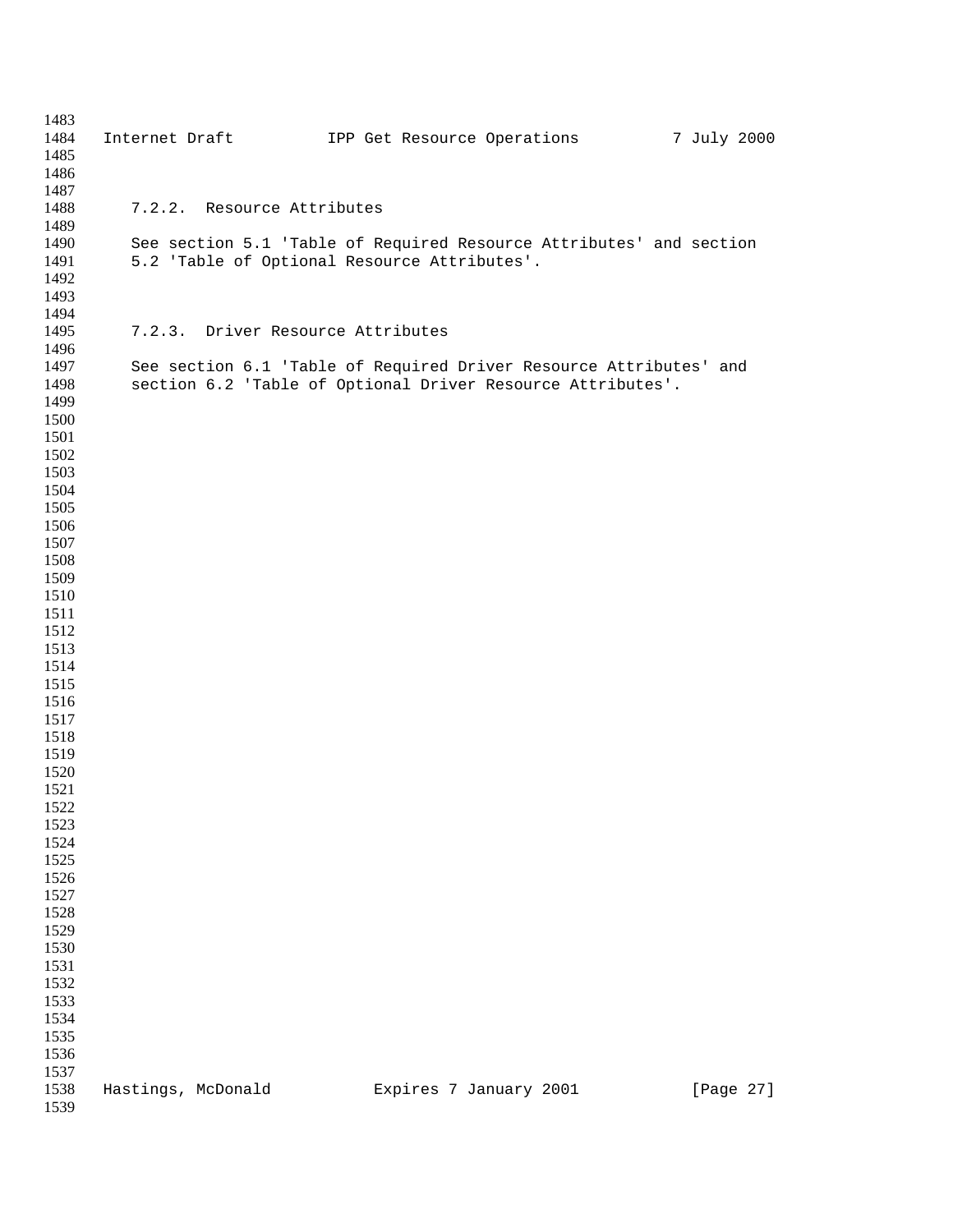### 7.2.2. Resource Attributes

See section 5.1 'Table of Required Resource Attributes' and section 5.2 'Table of Optional Resource Attributes'.

### 7.2.3. Driver Resource Attributes

See section 6.1 'Table of Required Driver Resource Attributes' and section 6.2 'Table of Optional Driver Resource Attributes'.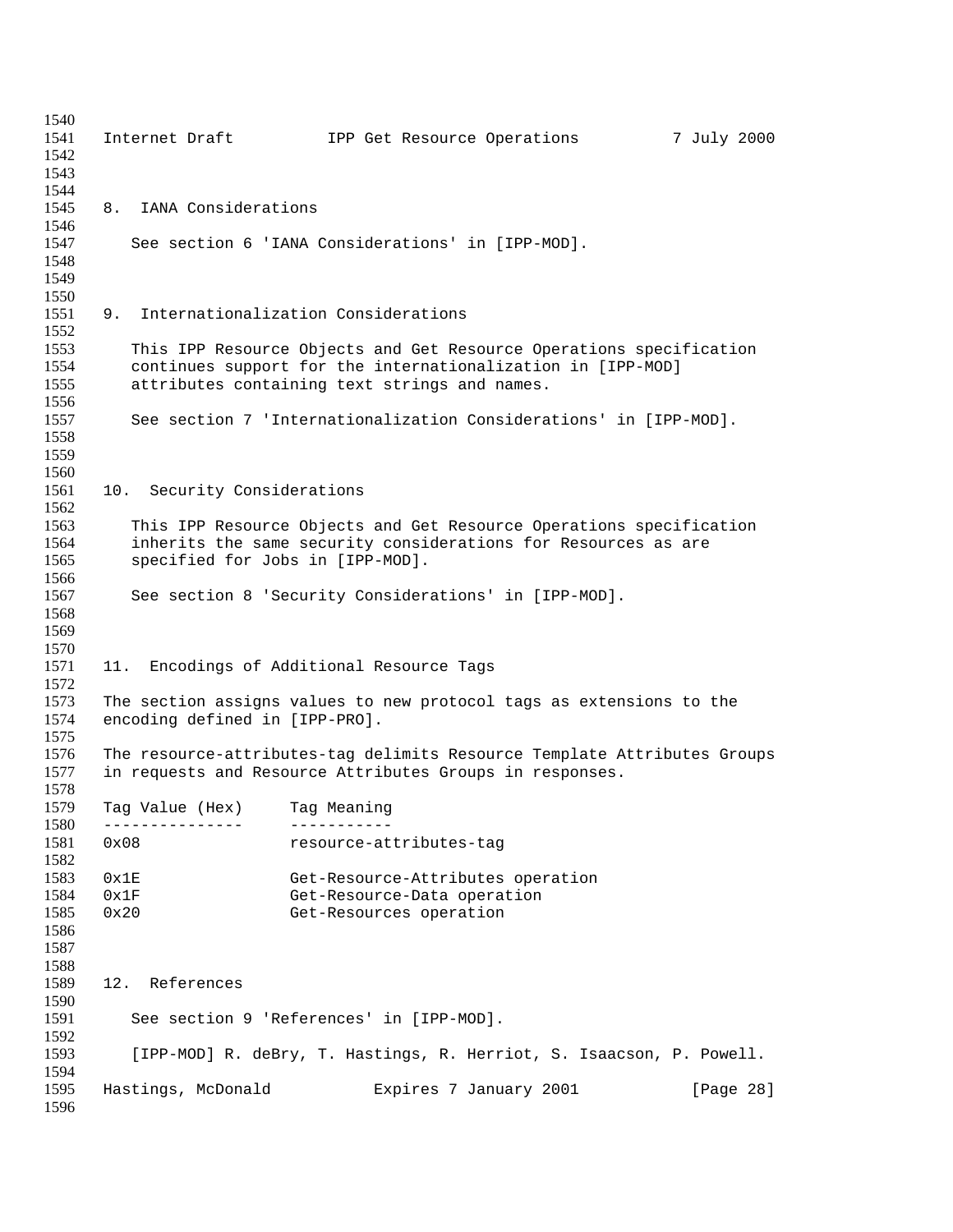## 8. IANA Considerations

See section 6 'IANA Considerations' in [IPP-MOD].

## 9. Internationalization Considerations

This IPP Resource Objects and Get Resource Operations specification continues support for the internationalization in [IPP-MOD] attributes containing text strings and names.

See section 7 'Internationalization Considerations' in [IPP-MOD].

## 10. Security Considerations

This IPP Resource Objects and Get Resource Operations specification inherits the same security considerations for Resources as are specified for Jobs in [IPP-MOD].

See section 8 'Security Considerations' in [IPP-MOD].

## 11. Encodings of Additional Resource Tags

The section assigns values to new protocol tags as extensions to the encoding defined in [IPP-PRO].

The resource-attributes-tag delimits Resource Template Attributes Groups in requests and Resource Attributes Groups in responses.

| Tag Value (Hex) | Tag Meaning |
|---|---|
| 0x08 | resource-attributes-tag |
| 0x1E | Get-Resource-Attributes operation |
| 0x1F | Get-Resource-Data operation |
| 0x20 | Get-Resources operation |

## 12. References

See section 9 'References' in [IPP-MOD].

[IPP-MOD] R. deBry, T. Hastings, R. Herriot, S. Isaacson, P. Powell.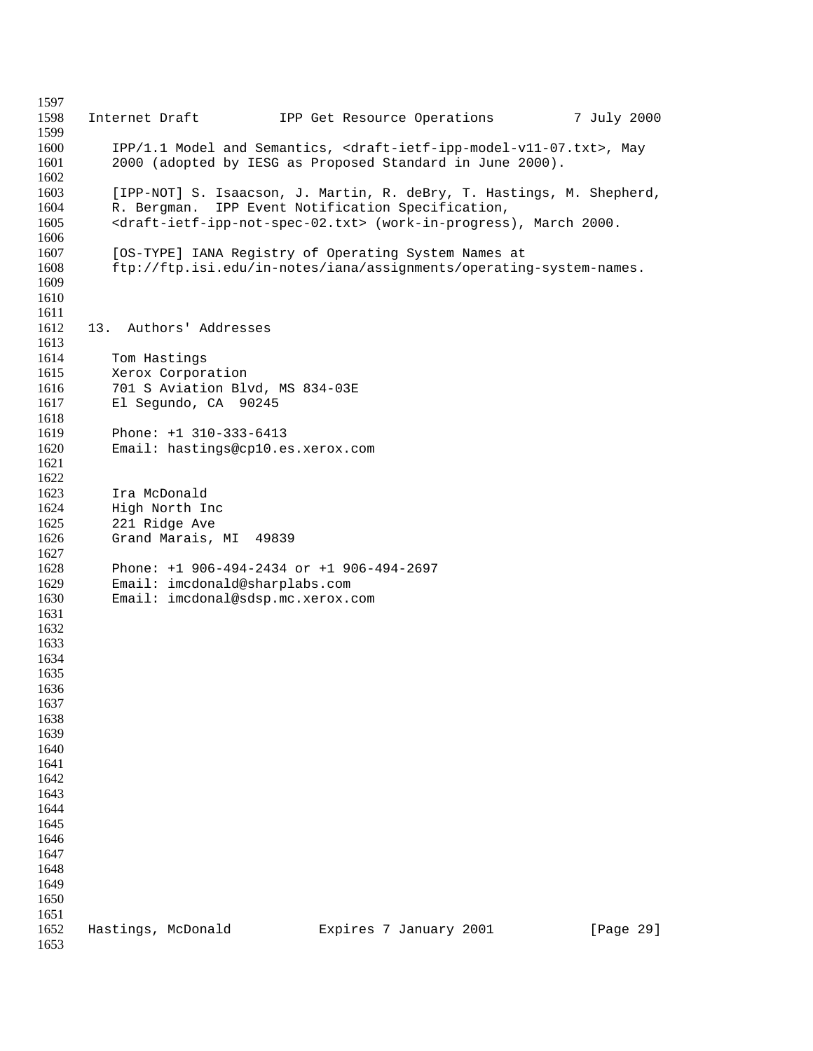IPP/1.1 Model and Semantics, <draft-ietf-ipp-model-v11-07.txt>, May 2000 (adopted by IESG as Proposed Standard in June 2000).

[IPP-NOT] S. Isaacson, J. Martin, R. deBry, T. Hastings, M. Shepherd, R. Bergman. IPP Event Notification Specification, <draft-ietf-ipp-not-spec-02.txt> (work-in-progress), March 2000.

[OS-TYPE] IANA Registry of Operating System Names at ftp://ftp.isi.edu/in-notes/iana/assignments/operating-system-names.

## 13. Authors' Addresses

Tom Hastings
Xerox Corporation
701 S Aviation Blvd, MS 834-03E
El Segundo, CA 90245

Phone: +1 310-333-6413
Email: hastings@cp10.es.xerox.com

Ira McDonald
High North Inc
221 Ridge Ave
Grand Marais, MI 49839

Phone: +1 906-494-2434 or +1 906-494-2697
Email: imcdonald@sharplabs.com
Email: imcdonal@sdsp.mc.xerox.com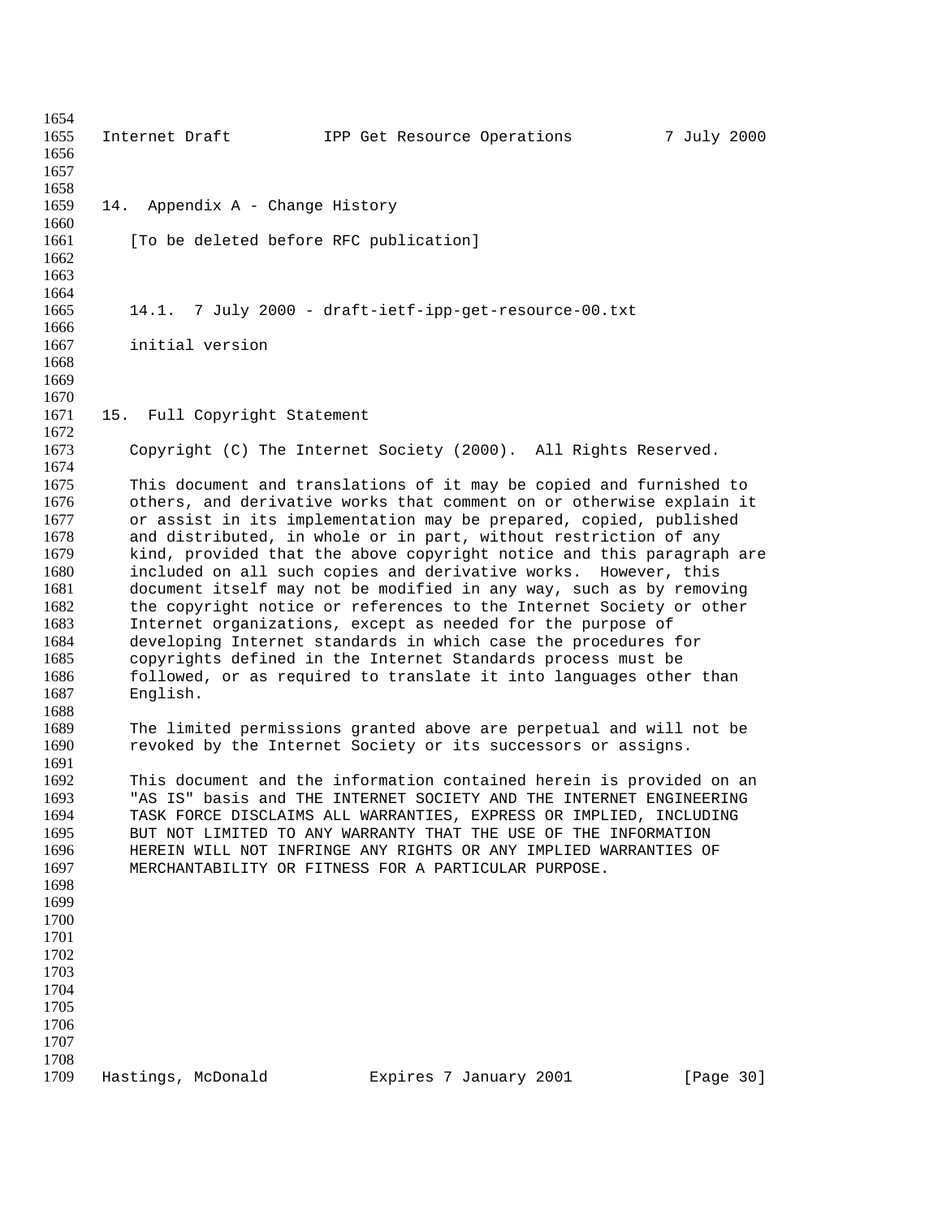## 14. Appendix A - Change History

[To be deleted before RFC publication]

### 14.1. 7 July 2000 - draft-ietf-ipp-get-resource-00.txt

initial version

## 15. Full Copyright Statement

Copyright (C) The Internet Society (2000). All Rights Reserved.

This document and translations of it may be copied and furnished to others, and derivative works that comment on or otherwise explain it or assist in its implementation may be prepared, copied, published and distributed, in whole or in part, without restriction of any kind, provided that the above copyright notice and this paragraph are included on all such copies and derivative works. However, this document itself may not be modified in any way, such as by removing the copyright notice or references to the Internet Society or other Internet organizations, except as needed for the purpose of developing Internet standards in which case the procedures for copyrights defined in the Internet Standards process must be followed, or as required to translate it into languages other than English.

The limited permissions granted above are perpetual and will not be revoked by the Internet Society or its successors or assigns.

This document and the information contained herein is provided on an "AS IS" basis and THE INTERNET SOCIETY AND THE INTERNET ENGINEERING TASK FORCE DISCLAIMS ALL WARRANTIES, EXPRESS OR IMPLIED, INCLUDING BUT NOT LIMITED TO ANY WARRANTY THAT THE USE OF THE INFORMATION HEREIN WILL NOT INFRINGE ANY RIGHTS OR ANY IMPLIED WARRANTIES OF MERCHANTABILITY OR FITNESS FOR A PARTICULAR PURPOSE.